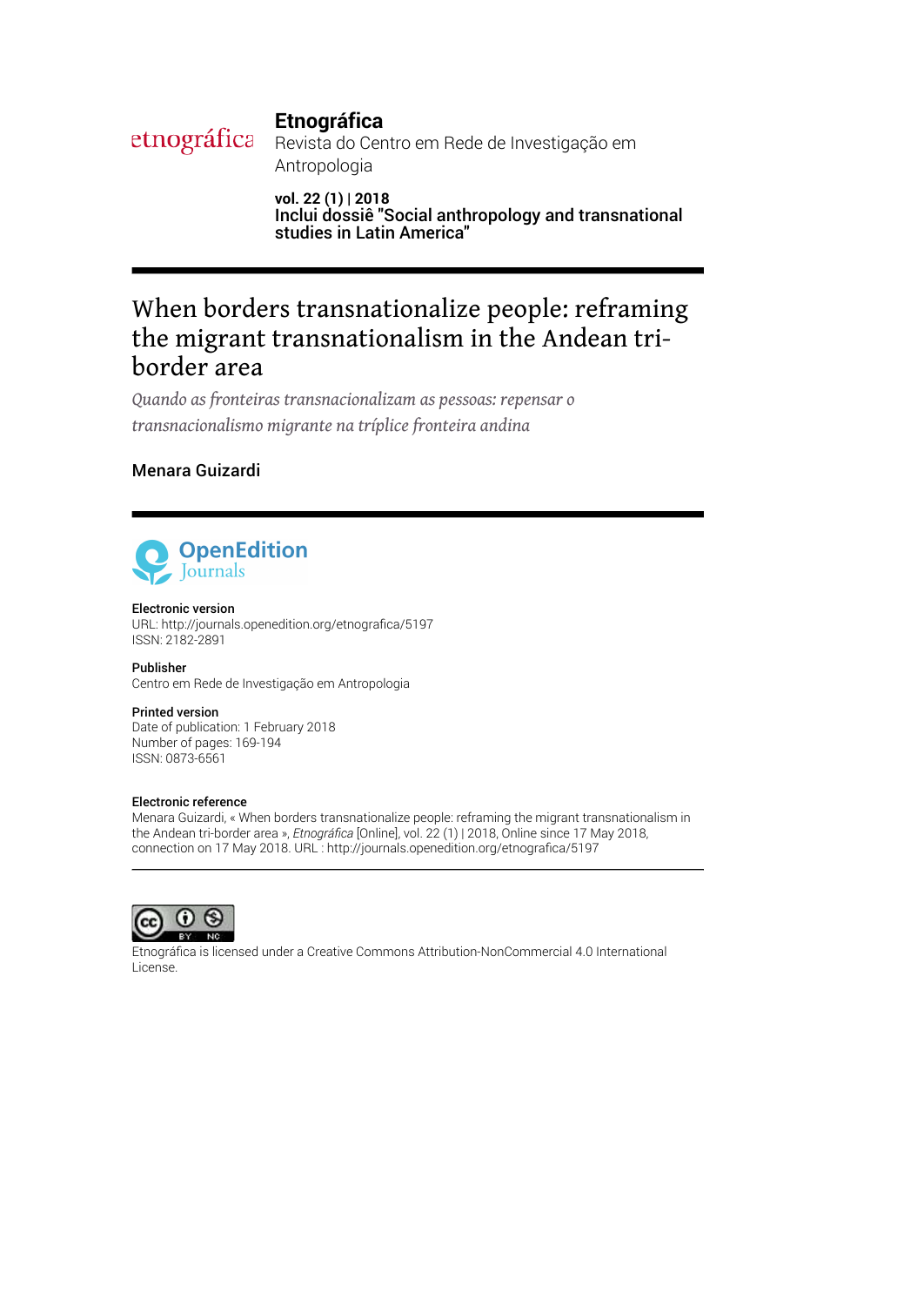**Etnográfica**
Revista do Centro em Rede de Investigação em Antropologia

**vol. 22 (1) | 2018**
**Inclui dossiê "Social anthropology and transnational studies in Latin America"**

# When borders transnationalize people: reframing the migrant transnationalism in the Andean tri-border area

*Quando as fronteiras transnacionalizam as pessoas: repensar o transnacionalismo migrante na tríplice fronteira andina*

Menara Guizardi

**Electronic version**
URL: http://journals.openedition.org/etnografica/5197
ISSN: 2182-2891

**Publisher**
Centro em Rede de Investigação em Antropologia

**Printed version**
Date of publication: 1 February 2018
Number of pages: 169-194
ISSN: 0873-6561

**Electronic reference**
Menara Guizardi, « When borders transnationalize people: reframing the migrant transnationalism in the Andean tri-border area », *Etnográfica* [Online], vol. 22 (1) | 2018, Online since 17 May 2018, connection on 17 May 2018. URL : http://journals.openedition.org/etnografica/5197

Etnográfica is licensed under a Creative Commons Attribution-NonCommercial 4.0 International License.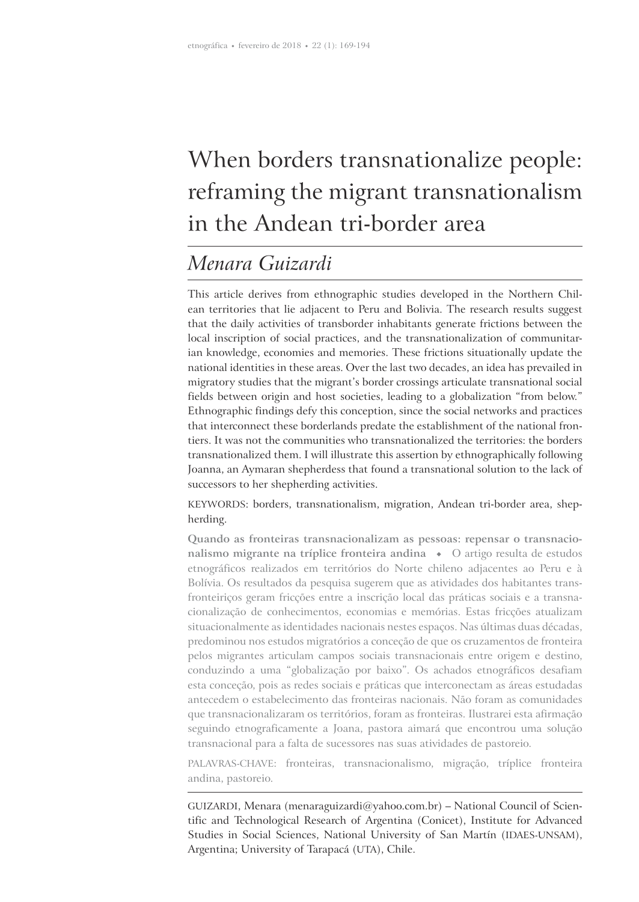# When borders transnationalize people: reframing the migrant transnationalism in the Andean tri-border area

## *Menara Guizardi*

This article derives from ethnographic studies developed in the Northern Chilean territories that lie adjacent to Peru and Bolivia. The research results suggest that the daily activities of transborder inhabitants generate frictions between the local inscription of social practices, and the transnationalization of communitarian knowledge, economies and memories. These frictions situationally update the national identities in these areas. Over the last two decades, an idea has prevailed in migratory studies that the migrant's border crossings articulate transnational social fields between origin and host societies, leading to a globalization "from below." Ethnographic findings defy this conception, since the social networks and practices that interconnect these borderlands predate the establishment of the national frontiers. It was not the communities who transnationalized the territories: the borders transnationalized them. I will illustrate this assertion by ethnographically following Joanna, an Aymaran shepherdess that found a transnational solution to the lack of successors to her shepherding activities.

KEYWORDS: borders, transnationalism, migration, Andean tri-border area, shepherding.

**Quando as fronteiras transnacionalizam as pessoas: repensar o transnacionalismo migrante na tríplice fronteira andina** ◆ O artigo resulta de estudos etnográficos realizados em territórios do Norte chileno adjacentes ao Peru e à Bolívia. Os resultados da pesquisa sugerem que as atividades dos habitantes transfronteiriços geram fricções entre a inscrição local das práticas sociais e a transnacionalização de conhecimentos, economias e memórias. Estas fricções atualizam situacionalmente as identidades nacionais nestes espaços. Nas últimas duas décadas, predominou nos estudos migratórios a conceção de que os cruzamentos de fronteira pelos migrantes articulam campos sociais transnacionais entre origem e destino, conduzindo a uma "globalização por baixo". Os achados etnográficos desafiam esta conceção, pois as redes sociais e práticas que interconectam as áreas estudadas antecedem o estabelecimento das fronteiras nacionais. Não foram as comunidades que transnacionalizaram os territórios, foram as fronteiras. Ilustrarei esta afirmação seguindo etnograficamente a Joana, pastora aimará que encontrou uma solução transnacional para a falta de sucessores nas suas atividades de pastoreio.

PALAVRAS-CHAVE: fronteiras, transnacionalismo, migração, tríplice fronteira andina, pastoreio.

GUIZARDI, Menara (menaraguizardi@yahoo.com.br) – National Council of Scientific and Technological Research of Argentina (Conicet), Institute for Advanced Studies in Social Sciences, National University of San Martín (IDAES-UNSAM), Argentina; University of Tarapacá (UTA), Chile.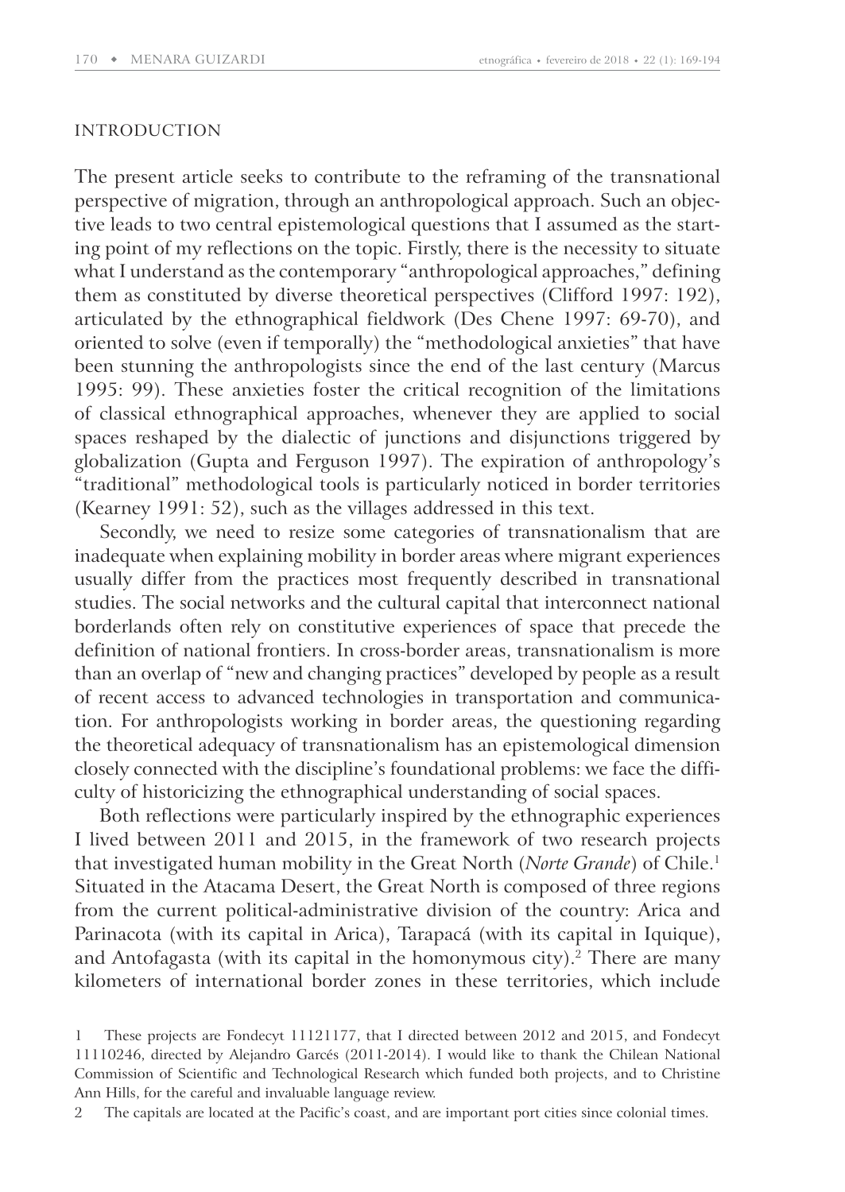## INTRODUCTION

The present article seeks to contribute to the reframing of the transnational perspective of migration, through an anthropological approach. Such an objective leads to two central epistemological questions that I assumed as the starting point of my reflections on the topic. Firstly, there is the necessity to situate what I understand as the contemporary "anthropological approaches," defining them as constituted by diverse theoretical perspectives (Clifford 1997: 192), articulated by the ethnographical fieldwork (Des Chene 1997: 69-70), and oriented to solve (even if temporally) the "methodological anxieties" that have been stunning the anthropologists since the end of the last century (Marcus 1995: 99). These anxieties foster the critical recognition of the limitations of classical ethnographical approaches, whenever they are applied to social spaces reshaped by the dialectic of junctions and disjunctions triggered by globalization (Gupta and Ferguson 1997). The expiration of anthropology's "traditional" methodological tools is particularly noticed in border territories (Kearney 1991: 52), such as the villages addressed in this text.

Secondly, we need to resize some categories of transnationalism that are inadequate when explaining mobility in border areas where migrant experiences usually differ from the practices most frequently described in transnational studies. The social networks and the cultural capital that interconnect national borderlands often rely on constitutive experiences of space that precede the definition of national frontiers. In cross-border areas, transnationalism is more than an overlap of "new and changing practices" developed by people as a result of recent access to advanced technologies in transportation and communication. For anthropologists working in border areas, the questioning regarding the theoretical adequacy of transnationalism has an epistemological dimension closely connected with the discipline's foundational problems: we face the difficulty of historicizing the ethnographical understanding of social spaces.

Both reflections were particularly inspired by the ethnographic experiences I lived between 2011 and 2015, in the framework of two research projects that investigated human mobility in the Great North (*Norte Grande*) of Chile.[1] Situated in the Atacama Desert, the Great North is composed of three regions from the current political-administrative division of the country: Arica and Parinacota (with its capital in Arica), Tarapacá (with its capital in Iquique), and Antofagasta (with its capital in the homonymous city).[2] There are many kilometers of international border zones in these territories, which include

1 These projects are Fondecyt 11121177, that I directed between 2012 and 2015, and Fondecyt 11110246, directed by Alejandro Garcés (2011-2014). I would like to thank the Chilean National Commission of Scientific and Technological Research which funded both projects, and to Christine Ann Hills, for the careful and invaluable language review.

2 The capitals are located at the Pacific's coast, and are important port cities since colonial times.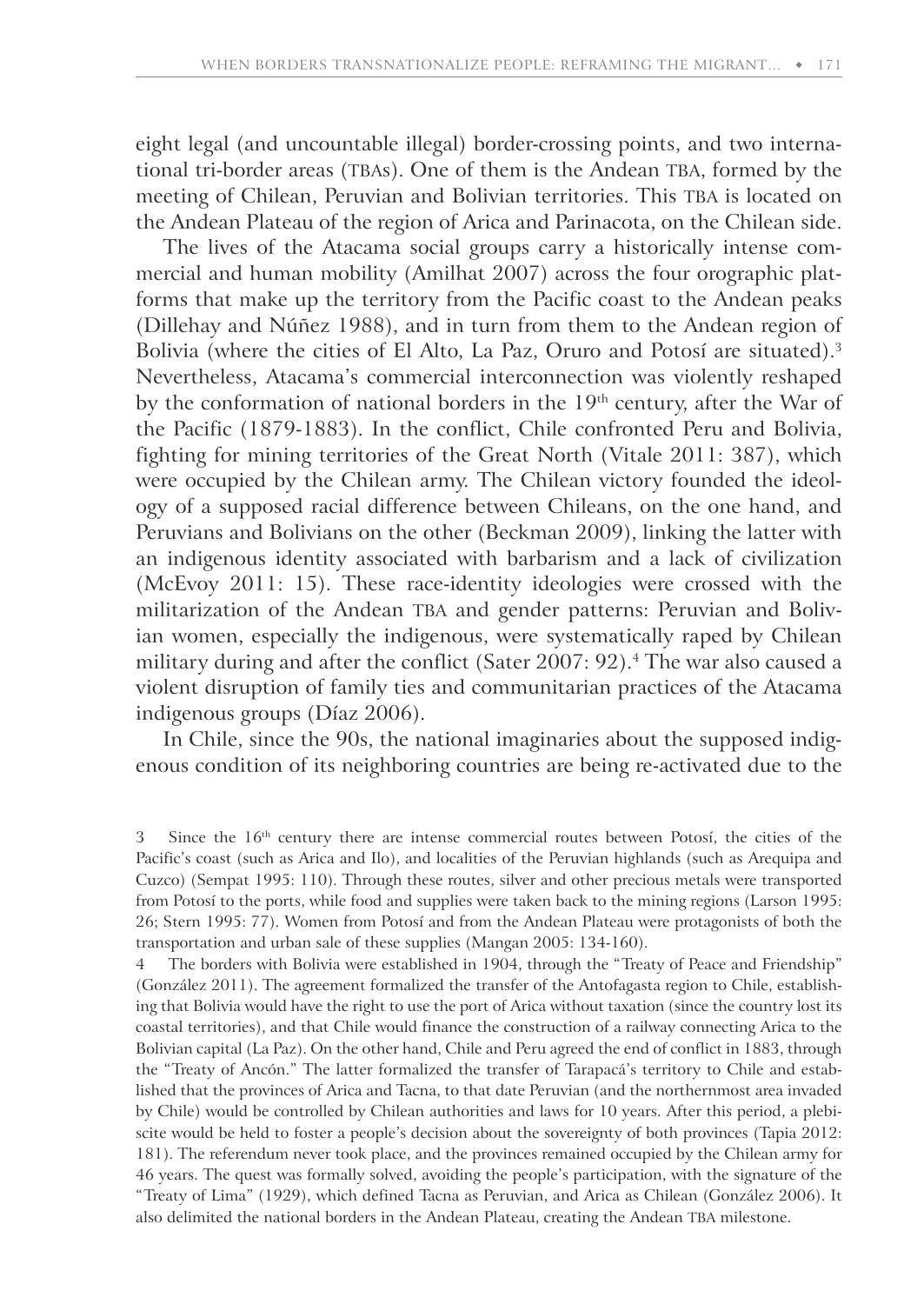eight legal (and uncountable illegal) border-crossing points, and two international tri-border areas (TBAs). One of them is the Andean TBA, formed by the meeting of Chilean, Peruvian and Bolivian territories. This TBA is located on the Andean Plateau of the region of Arica and Parinacota, on the Chilean side.

The lives of the Atacama social groups carry a historically intense commercial and human mobility (Amilhat 2007) across the four orographic platforms that make up the territory from the Pacific coast to the Andean peaks (Dillehay and Núñez 1988), and in turn from them to the Andean region of Bolivia (where the cities of El Alto, La Paz, Oruro and Potosí are situated).[3] Nevertheless, Atacama's commercial interconnection was violently reshaped by the conformation of national borders in the 19th century, after the War of the Pacific (1879-1883). In the conflict, Chile confronted Peru and Bolivia, fighting for mining territories of the Great North (Vitale 2011: 387), which were occupied by the Chilean army. The Chilean victory founded the ideology of a supposed racial difference between Chileans, on the one hand, and Peruvians and Bolivians on the other (Beckman 2009), linking the latter with an indigenous identity associated with barbarism and a lack of civilization (McEvoy 2011: 15). These race-identity ideologies were crossed with the militarization of the Andean TBA and gender patterns: Peruvian and Bolivian women, especially the indigenous, were systematically raped by Chilean military during and after the conflict (Sater 2007: 92).[4] The war also caused a violent disruption of family ties and communitarian practices of the Atacama indigenous groups (Díaz 2006).

In Chile, since the 90s, the national imaginaries about the supposed indigenous condition of its neighboring countries are being re-activated due to the

---

3 Since the 16th century there are intense commercial routes between Potosí, the cities of the Pacific's coast (such as Arica and Ilo), and localities of the Peruvian highlands (such as Arequipa and Cuzco) (Sempat 1995: 110). Through these routes, silver and other precious metals were transported from Potosí to the ports, while food and supplies were taken back to the mining regions (Larson 1995: 26; Stern 1995: 77). Women from Potosí and from the Andean Plateau were protagonists of both the transportation and urban sale of these supplies (Mangan 2005: 134-160).

4 The borders with Bolivia were established in 1904, through the "Treaty of Peace and Friendship" (González 2011). The agreement formalized the transfer of the Antofagasta region to Chile, establishing that Bolivia would have the right to use the port of Arica without taxation (since the country lost its coastal territories), and that Chile would finance the construction of a railway connecting Arica to the Bolivian capital (La Paz). On the other hand, Chile and Peru agreed the end of conflict in 1883, through the "Treaty of Ancón." The latter formalized the transfer of Tarapacá's territory to Chile and established that the provinces of Arica and Tacna, to that date Peruvian (and the northernmost area invaded by Chile) would be controlled by Chilean authorities and laws for 10 years. After this period, a plebiscite would be held to foster a people's decision about the sovereignty of both provinces (Tapia 2012: 181). The referendum never took place, and the provinces remained occupied by the Chilean army for 46 years. The quest was formally solved, avoiding the people's participation, with the signature of the "Treaty of Lima" (1929), which defined Tacna as Peruvian, and Arica as Chilean (González 2006). It also delimited the national borders in the Andean Plateau, creating the Andean TBA milestone.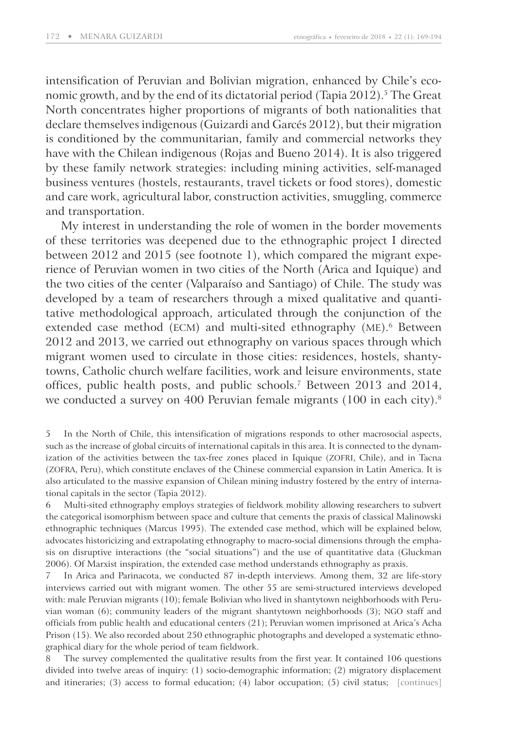intensification of Peruvian and Bolivian migration, enhanced by Chile's economic growth, and by the end of its dictatorial period (Tapia 2012).[5] The Great North concentrates higher proportions of migrants of both nationalities that declare themselves indigenous (Guizardi and Garcés 2012), but their migration is conditioned by the communitarian, family and commercial networks they have with the Chilean indigenous (Rojas and Bueno 2014). It is also triggered by these family network strategies: including mining activities, self-managed business ventures (hostels, restaurants, travel tickets or food stores), domestic and care work, agricultural labor, construction activities, smuggling, commerce and transportation.

My interest in understanding the role of women in the border movements of these territories was deepened due to the ethnographic project I directed between 2012 and 2015 (see footnote 1), which compared the migrant experience of Peruvian women in two cities of the North (Arica and Iquique) and the two cities of the center (Valparaíso and Santiago) of Chile. The study was developed by a team of researchers through a mixed qualitative and quantitative methodological approach, articulated through the conjunction of the extended case method (ECM) and multi-sited ethnography (ME).[6] Between 2012 and 2013, we carried out ethnography on various spaces through which migrant women used to circulate in those cities: residences, hostels, shantytowns, Catholic church welfare facilities, work and leisure environments, state offices, public health posts, and public schools.[7] Between 2013 and 2014, we conducted a survey on 400 Peruvian female migrants (100 in each city).[8]

5 In the North of Chile, this intensification of migrations responds to other macrosocial aspects, such as the increase of global circuits of international capitals in this area. It is connected to the dynamization of the activities between the tax-free zones placed in Iquique (ZOFRI, Chile), and in Tacna (ZOFRA, Peru), which constitute enclaves of the Chinese commercial expansion in Latin America. It is also articulated to the massive expansion of Chilean mining industry fostered by the entry of international capitals in the sector (Tapia 2012).

6 Multi-sited ethnography employs strategies of fieldwork mobility allowing researchers to subvert the categorical isomorphism between space and culture that cements the praxis of classical Malinowski ethnographic techniques (Marcus 1995). The extended case method, which will be explained below, advocates historicizing and extrapolating ethnography to macro-social dimensions through the emphasis on disruptive interactions (the "social situations") and the use of quantitative data (Gluckman 2006). Of Marxist inspiration, the extended case method understands ethnography as praxis.

7 In Arica and Parinacota, we conducted 87 in-depth interviews. Among them, 32 are life-story interviews carried out with migrant women. The other 55 are semi-structured interviews developed with: male Peruvian migrants (10); female Bolivian who lived in shantytown neighborhoods with Peruvian woman (6); community leaders of the migrant shantytown neighborhoods (3); NGO staff and officials from public health and educational centers (21); Peruvian women imprisoned at Arica's Acha Prison (15). We also recorded about 250 ethnographic photographs and developed a systematic ethnographical diary for the whole period of team fieldwork.

8 The survey complemented the qualitative results from the first year. It contained 106 questions divided into twelve areas of inquiry: (1) socio-demographic information; (2) migratory displacement and itineraries; (3) access to formal education; (4) labor occupation; (5) civil status; [continues]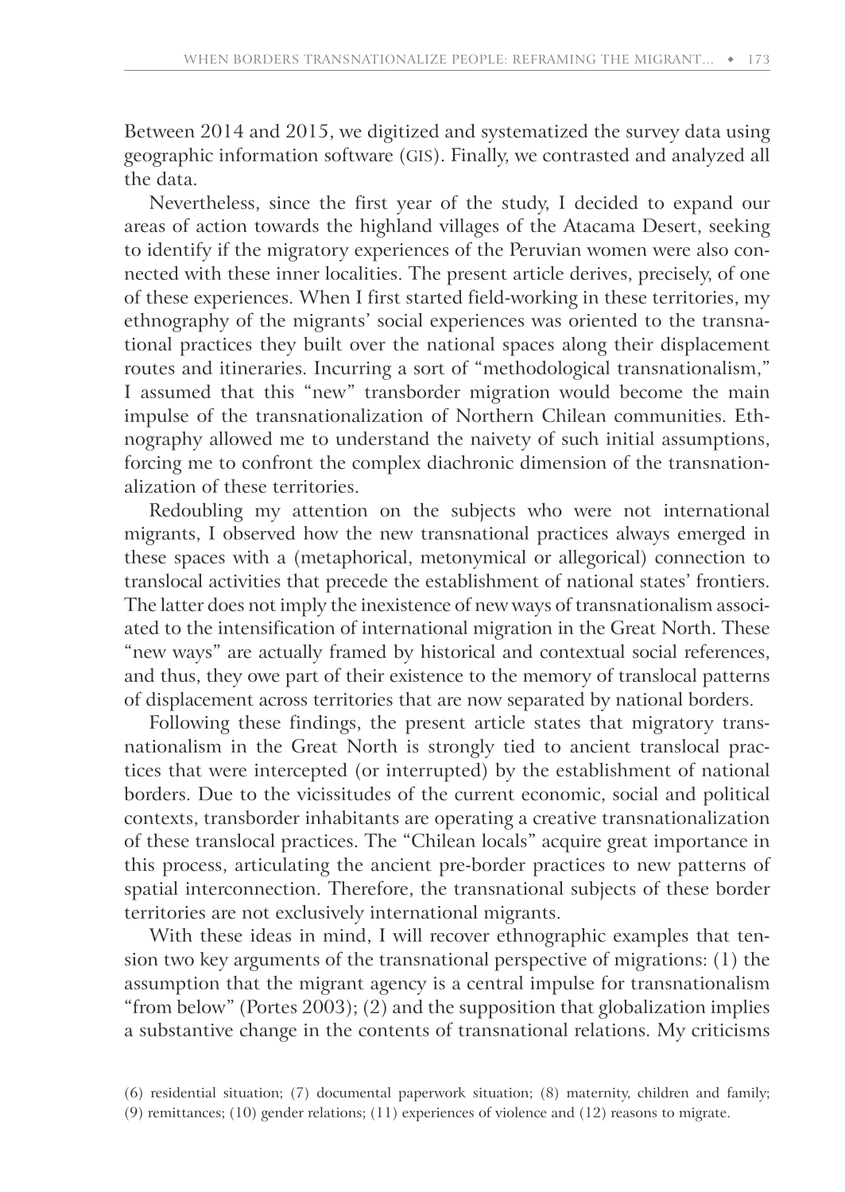Between 2014 and 2015, we digitized and systematized the survey data using geographic information software (GIS). Finally, we contrasted and analyzed all the data.

Nevertheless, since the first year of the study, I decided to expand our areas of action towards the highland villages of the Atacama Desert, seeking to identify if the migratory experiences of the Peruvian women were also connected with these inner localities. The present article derives, precisely, of one of these experiences. When I first started field-working in these territories, my ethnography of the migrants' social experiences was oriented to the transnational practices they built over the national spaces along their displacement routes and itineraries. Incurring a sort of "methodological transnationalism," I assumed that this "new" transborder migration would become the main impulse of the transnationalization of Northern Chilean communities. Ethnography allowed me to understand the naivety of such initial assumptions, forcing me to confront the complex diachronic dimension of the transnationalization of these territories.

Redoubling my attention on the subjects who were not international migrants, I observed how the new transnational practices always emerged in these spaces with a (metaphorical, metonymical or allegorical) connection to translocal activities that precede the establishment of national states' frontiers. The latter does not imply the inexistence of new ways of transnationalism associated to the intensification of international migration in the Great North. These "new ways" are actually framed by historical and contextual social references, and thus, they owe part of their existence to the memory of translocal patterns of displacement across territories that are now separated by national borders.

Following these findings, the present article states that migratory transnationalism in the Great North is strongly tied to ancient translocal practices that were intercepted (or interrupted) by the establishment of national borders. Due to the vicissitudes of the current economic, social and political contexts, transborder inhabitants are operating a creative transnationalization of these translocal practices. The "Chilean locals" acquire great importance in this process, articulating the ancient pre-border practices to new patterns of spatial interconnection. Therefore, the transnational subjects of these border territories are not exclusively international migrants.

With these ideas in mind, I will recover ethnographic examples that tension two key arguments of the transnational perspective of migrations: (1) the assumption that the migrant agency is a central impulse for transnationalism "from below" (Portes 2003); (2) and the supposition that globalization implies a substantive change in the contents of transnational relations. My criticisms

(6) residential situation; (7) documental paperwork situation; (8) maternity, children and family; (9) remittances; (10) gender relations; (11) experiences of violence and (12) reasons to migrate.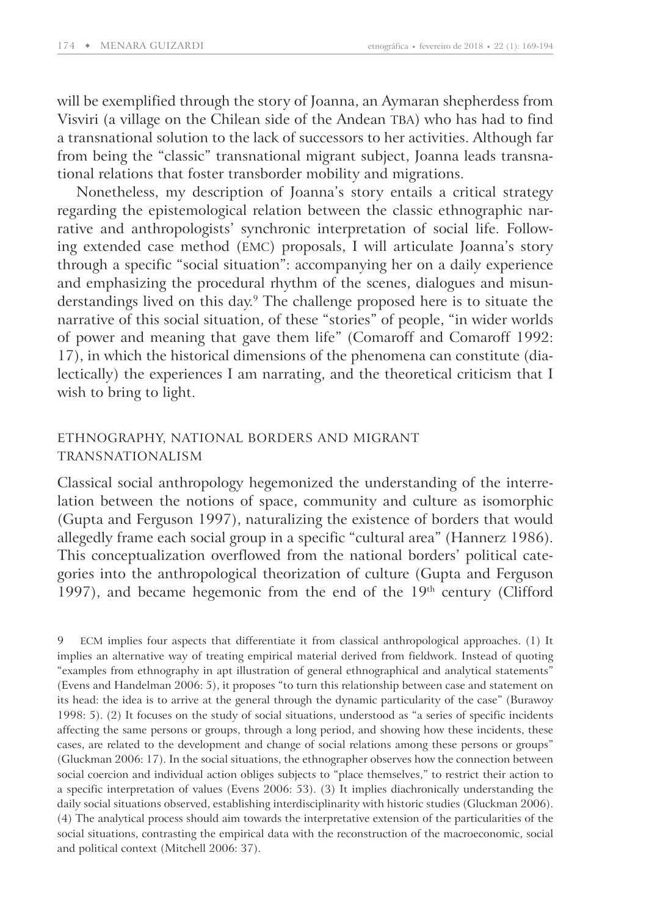will be exemplified through the story of Joanna, an Aymaran shepherdess from Visviri (a village on the Chilean side of the Andean TBA) who has had to find a transnational solution to the lack of successors to her activities. Although far from being the "classic" transnational migrant subject, Joanna leads transnational relations that foster transborder mobility and migrations.

Nonetheless, my description of Joanna's story entails a critical strategy regarding the epistemological relation between the classic ethnographic narrative and anthropologists' synchronic interpretation of social life. Following extended case method (EMC) proposals, I will articulate Joanna's story through a specific "social situation": accompanying her on a daily experience and emphasizing the procedural rhythm of the scenes, dialogues and misunderstandings lived on this day.[9] The challenge proposed here is to situate the narrative of this social situation, of these "stories" of people, "in wider worlds of power and meaning that gave them life" (Comaroff and Comaroff 1992: 17), in which the historical dimensions of the phenomena can constitute (dialectically) the experiences I am narrating, and the theoretical criticism that I wish to bring to light.

## ETHNOGRAPHY, NATIONAL BORDERS AND MIGRANT TRANSNATIONALISM

Classical social anthropology hegemonized the understanding of the interrelation between the notions of space, community and culture as isomorphic (Gupta and Ferguson 1997), naturalizing the existence of borders that would allegedly frame each social group in a specific "cultural area" (Hannerz 1986). This conceptualization overflowed from the national borders' political categories into the anthropological theorization of culture (Gupta and Ferguson 1997), and became hegemonic from the end of the 19th century (Clifford

9 ECM implies four aspects that differentiate it from classical anthropological approaches. (1) It implies an alternative way of treating empirical material derived from fieldwork. Instead of quoting "examples from ethnography in apt illustration of general ethnographical and analytical statements" (Evens and Handelman 2006: 5), it proposes "to turn this relationship between case and statement on its head: the idea is to arrive at the general through the dynamic particularity of the case" (Burawoy 1998: 5). (2) It focuses on the study of social situations, understood as "a series of specific incidents affecting the same persons or groups, through a long period, and showing how these incidents, these cases, are related to the development and change of social relations among these persons or groups" (Gluckman 2006: 17). In the social situations, the ethnographer observes how the connection between social coercion and individual action obliges subjects to "place themselves," to restrict their action to a specific interpretation of values (Evens 2006: 53). (3) It implies diachronically understanding the daily social situations observed, establishing interdisciplinarity with historic studies (Gluckman 2006). (4) The analytical process should aim towards the interpretative extension of the particularities of the social situations, contrasting the empirical data with the reconstruction of the macroeconomic, social and political context (Mitchell 2006: 37).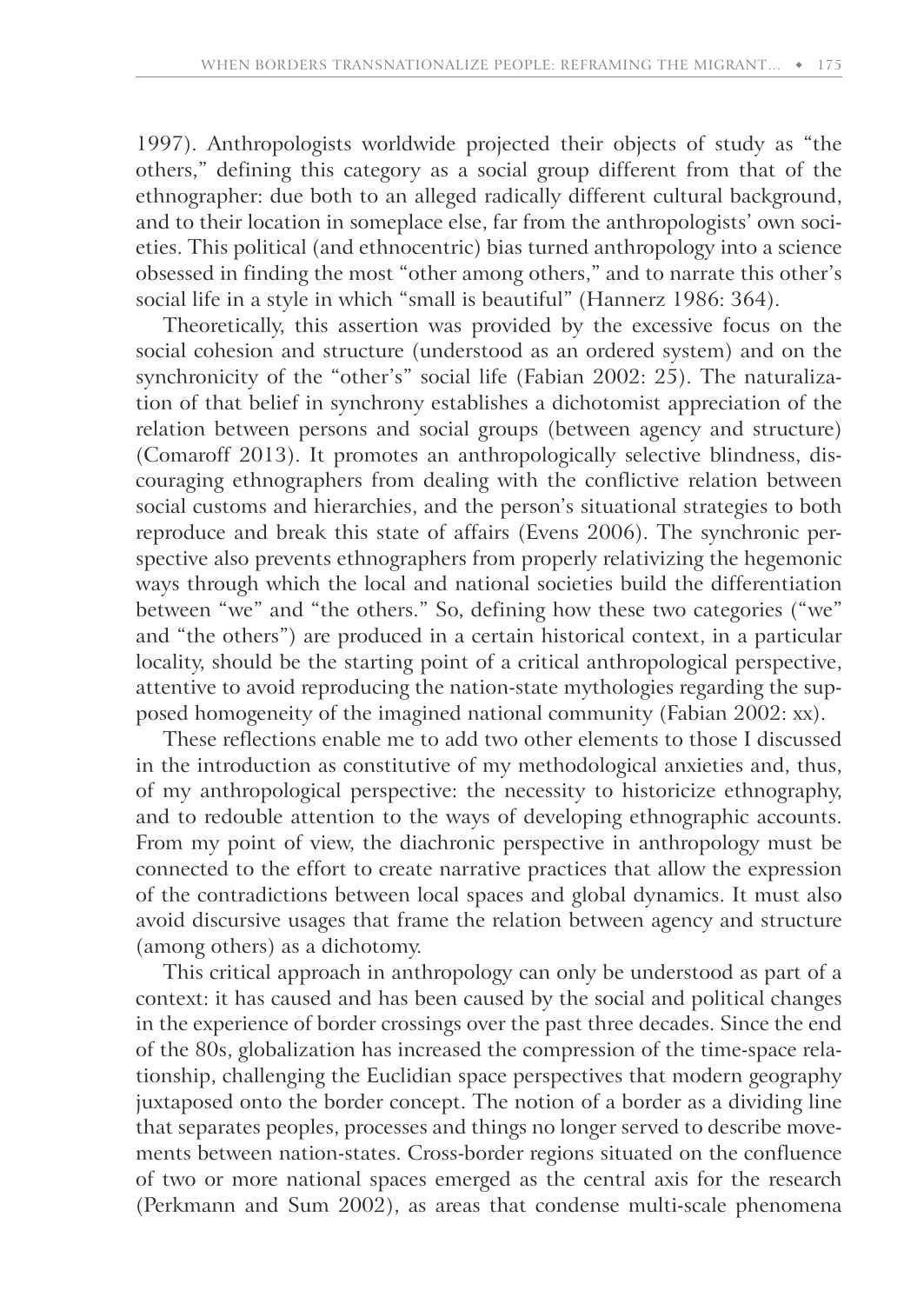1997). Anthropologists worldwide projected their objects of study as "the others," defining this category as a social group different from that of the ethnographer: due both to an alleged radically different cultural background, and to their location in someplace else, far from the anthropologists' own societies. This political (and ethnocentric) bias turned anthropology into a science obsessed in finding the most "other among others," and to narrate this other's social life in a style in which "small is beautiful" (Hannerz 1986: 364).

Theoretically, this assertion was provided by the excessive focus on the social cohesion and structure (understood as an ordered system) and on the synchronicity of the "other's" social life (Fabian 2002: 25). The naturalization of that belief in synchrony establishes a dichotomist appreciation of the relation between persons and social groups (between agency and structure) (Comaroff 2013). It promotes an anthropologically selective blindness, discouraging ethnographers from dealing with the conflictive relation between social customs and hierarchies, and the person's situational strategies to both reproduce and break this state of affairs (Evens 2006). The synchronic perspective also prevents ethnographers from properly relativizing the hegemonic ways through which the local and national societies build the differentiation between "we" and "the others." So, defining how these two categories ("we" and "the others") are produced in a certain historical context, in a particular locality, should be the starting point of a critical anthropological perspective, attentive to avoid reproducing the nation-state mythologies regarding the supposed homogeneity of the imagined national community (Fabian 2002: xx).

These reflections enable me to add two other elements to those I discussed in the introduction as constitutive of my methodological anxieties and, thus, of my anthropological perspective: the necessity to historicize ethnography, and to redouble attention to the ways of developing ethnographic accounts. From my point of view, the diachronic perspective in anthropology must be connected to the effort to create narrative practices that allow the expression of the contradictions between local spaces and global dynamics. It must also avoid discursive usages that frame the relation between agency and structure (among others) as a dichotomy.

This critical approach in anthropology can only be understood as part of a context: it has caused and has been caused by the social and political changes in the experience of border crossings over the past three decades. Since the end of the 80s, globalization has increased the compression of the time-space relationship, challenging the Euclidian space perspectives that modern geography juxtaposed onto the border concept. The notion of a border as a dividing line that separates peoples, processes and things no longer served to describe movements between nation-states. Cross-border regions situated on the confluence of two or more national spaces emerged as the central axis for the research (Perkmann and Sum 2002), as areas that condense multi-scale phenomena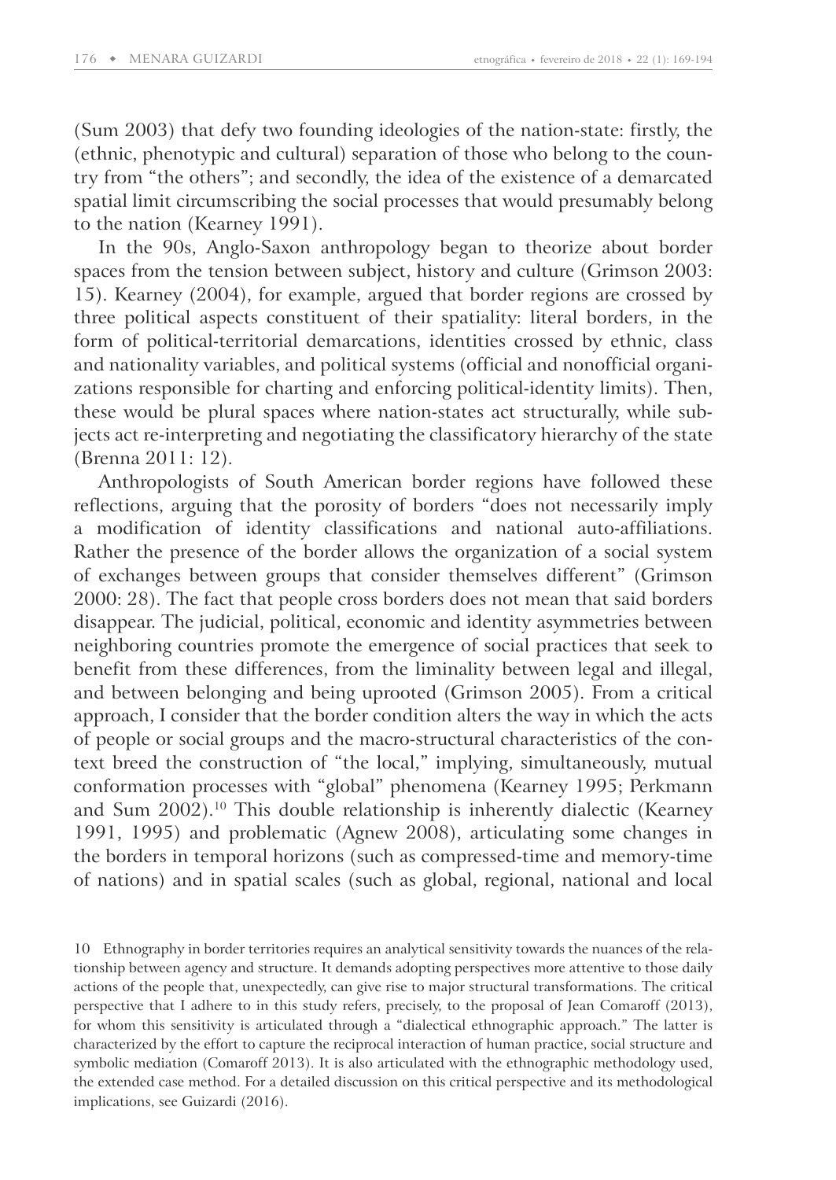(Sum 2003) that defy two founding ideologies of the nation-state: firstly, the (ethnic, phenotypic and cultural) separation of those who belong to the country from "the others"; and secondly, the idea of the existence of a demarcated spatial limit circumscribing the social processes that would presumably belong to the nation (Kearney 1991).

In the 90s, Anglo-Saxon anthropology began to theorize about border spaces from the tension between subject, history and culture (Grimson 2003: 15). Kearney (2004), for example, argued that border regions are crossed by three political aspects constituent of their spatiality: literal borders, in the form of political-territorial demarcations, identities crossed by ethnic, class and nationality variables, and political systems (official and nonofficial organizations responsible for charting and enforcing political-identity limits). Then, these would be plural spaces where nation-states act structurally, while subjects act re-interpreting and negotiating the classificatory hierarchy of the state (Brenna 2011: 12).

Anthropologists of South American border regions have followed these reflections, arguing that the porosity of borders "does not necessarily imply a modification of identity classifications and national auto-affiliations. Rather the presence of the border allows the organization of a social system of exchanges between groups that consider themselves different" (Grimson 2000: 28). The fact that people cross borders does not mean that said borders disappear. The judicial, political, economic and identity asymmetries between neighboring countries promote the emergence of social practices that seek to benefit from these differences, from the liminality between legal and illegal, and between belonging and being uprooted (Grimson 2005). From a critical approach, I consider that the border condition alters the way in which the acts of people or social groups and the macro-structural characteristics of the context breed the construction of "the local," implying, simultaneously, mutual conformation processes with "global" phenomena (Kearney 1995; Perkmann and Sum 2002).[10] This double relationship is inherently dialectic (Kearney 1991, 1995) and problematic (Agnew 2008), articulating some changes in the borders in temporal horizons (such as compressed-time and memory-time of nations) and in spatial scales (such as global, regional, national and local

10 Ethnography in border territories requires an analytical sensitivity towards the nuances of the relationship between agency and structure. It demands adopting perspectives more attentive to those daily actions of the people that, unexpectedly, can give rise to major structural transformations. The critical perspective that I adhere to in this study refers, precisely, to the proposal of Jean Comaroff (2013), for whom this sensitivity is articulated through a "dialectical ethnographic approach." The latter is characterized by the effort to capture the reciprocal interaction of human practice, social structure and symbolic mediation (Comaroff 2013). It is also articulated with the ethnographic methodology used, the extended case method. For a detailed discussion on this critical perspective and its methodological implications, see Guizardi (2016).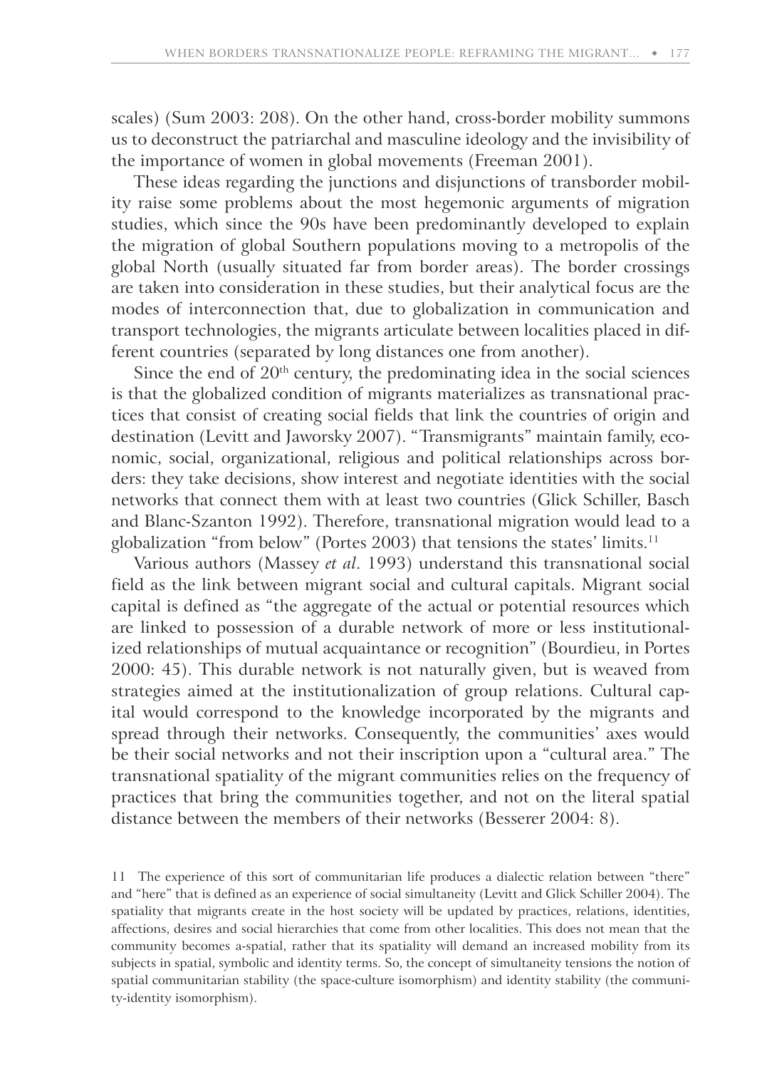scales) (Sum 2003: 208). On the other hand, cross-border mobility summons us to deconstruct the patriarchal and masculine ideology and the invisibility of the importance of women in global movements (Freeman 2001).

These ideas regarding the junctions and disjunctions of transborder mobility raise some problems about the most hegemonic arguments of migration studies, which since the 90s have been predominantly developed to explain the migration of global Southern populations moving to a metropolis of the global North (usually situated far from border areas). The border crossings are taken into consideration in these studies, but their analytical focus are the modes of interconnection that, due to globalization in communication and transport technologies, the migrants articulate between localities placed in different countries (separated by long distances one from another).

Since the end of 20th century, the predominating idea in the social sciences is that the globalized condition of migrants materializes as transnational practices that consist of creating social fields that link the countries of origin and destination (Levitt and Jaworsky 2007). "Transmigrants" maintain family, economic, social, organizational, religious and political relationships across borders: they take decisions, show interest and negotiate identities with the social networks that connect them with at least two countries (Glick Schiller, Basch and Blanc-Szanton 1992). Therefore, transnational migration would lead to a globalization "from below" (Portes 2003) that tensions the states' limits.[11]

Various authors (Massey *et al*. 1993) understand this transnational social field as the link between migrant social and cultural capitals. Migrant social capital is defined as "the aggregate of the actual or potential resources which are linked to possession of a durable network of more or less institutionalized relationships of mutual acquaintance or recognition" (Bourdieu, in Portes 2000: 45). This durable network is not naturally given, but is weaved from strategies aimed at the institutionalization of group relations. Cultural capital would correspond to the knowledge incorporated by the migrants and spread through their networks. Consequently, the communities' axes would be their social networks and not their inscription upon a "cultural area." The transnational spatiality of the migrant communities relies on the frequency of practices that bring the communities together, and not on the literal spatial distance between the members of their networks (Besserer 2004: 8).

11 The experience of this sort of communitarian life produces a dialectic relation between "there" and "here" that is defined as an experience of social simultaneity (Levitt and Glick Schiller 2004). The spatiality that migrants create in the host society will be updated by practices, relations, identities, affections, desires and social hierarchies that come from other localities. This does not mean that the community becomes a-spatial, rather that its spatiality will demand an increased mobility from its subjects in spatial, symbolic and identity terms. So, the concept of simultaneity tensions the notion of spatial communitarian stability (the space-culture isomorphism) and identity stability (the community-identity isomorphism).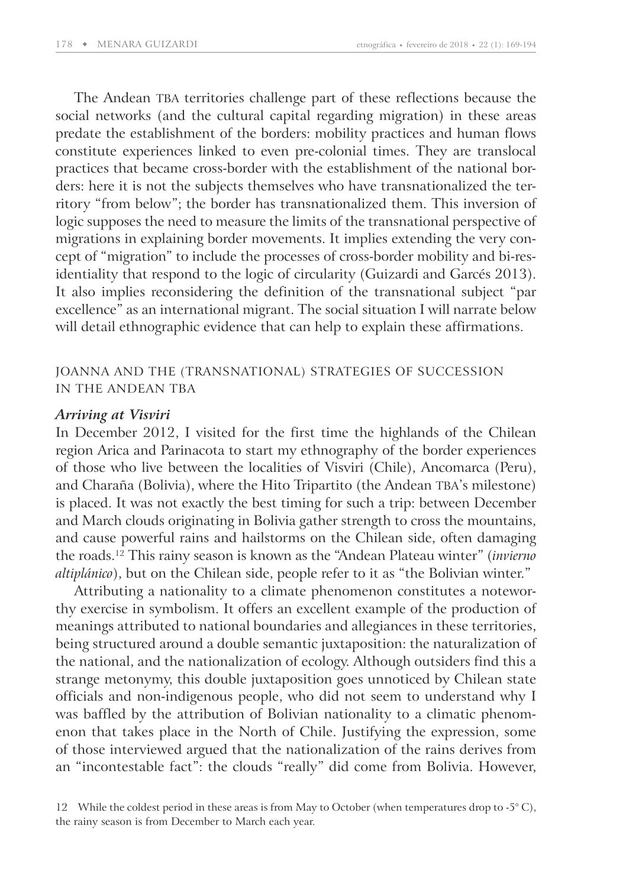The Andean TBA territories challenge part of these reflections because the social networks (and the cultural capital regarding migration) in these areas predate the establishment of the borders: mobility practices and human flows constitute experiences linked to even pre-colonial times. They are translocal practices that became cross-border with the establishment of the national borders: here it is not the subjects themselves who have transnationalized the territory "from below"; the border has transnationalized them. This inversion of logic supposes the need to measure the limits of the transnational perspective of migrations in explaining border movements. It implies extending the very concept of "migration" to include the processes of cross-border mobility and bi-residentiality that respond to the logic of circularity (Guizardi and Garcés 2013). It also implies reconsidering the definition of the transnational subject "par excellence" as an international migrant. The social situation I will narrate below will detail ethnographic evidence that can help to explain these affirmations.

## JOANNA AND THE (TRANSNATIONAL) STRATEGIES OF SUCCESSION IN THE ANDEAN TBA

### *Arriving at Visviri*

In December 2012, I visited for the first time the highlands of the Chilean region Arica and Parinacota to start my ethnography of the border experiences of those who live between the localities of Visviri (Chile), Ancomarca (Peru), and Charaña (Bolivia), where the Hito Tripartito (the Andean TBA's milestone) is placed. It was not exactly the best timing for such a trip: between December and March clouds originating in Bolivia gather strength to cross the mountains, and cause powerful rains and hailstorms on the Chilean side, often damaging the roads.[12] This rainy season is known as the "Andean Plateau winter" (*invierno altiplánico*), but on the Chilean side, people refer to it as "the Bolivian winter."

Attributing a nationality to a climate phenomenon constitutes a noteworthy exercise in symbolism. It offers an excellent example of the production of meanings attributed to national boundaries and allegiances in these territories, being structured around a double semantic juxtaposition: the naturalization of the national, and the nationalization of ecology. Although outsiders find this a strange metonymy, this double juxtaposition goes unnoticed by Chilean state officials and non-indigenous people, who did not seem to understand why I was baffled by the attribution of Bolivian nationality to a climatic phenomenon that takes place in the North of Chile. Justifying the expression, some of those interviewed argued that the nationalization of the rains derives from an "incontestable fact": the clouds "really" did come from Bolivia. However,

12 While the coldest period in these areas is from May to October (when temperatures drop to -5° C), the rainy season is from December to March each year.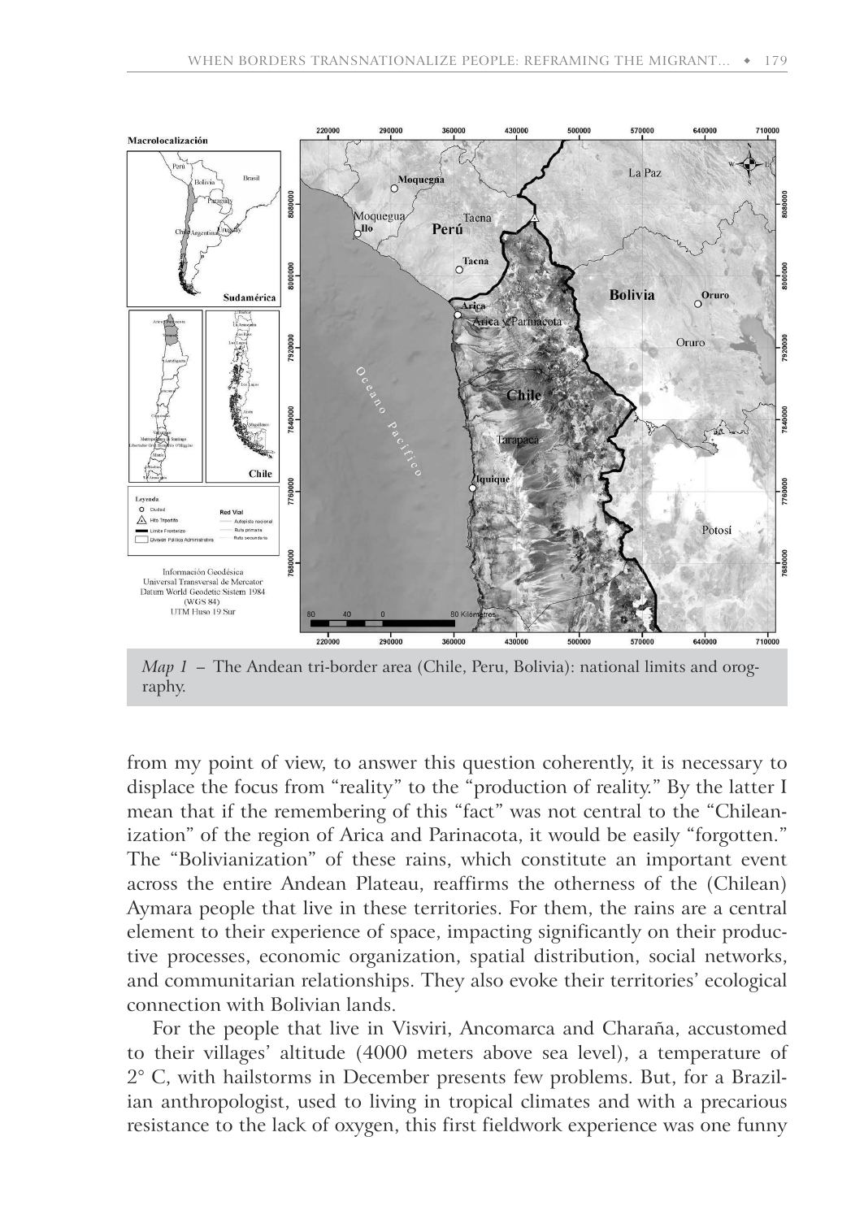*Map 1* – The Andean tri-border area (Chile, Peru, Bolivia): national limits and orography.

from my point of view, to answer this question coherently, it is necessary to displace the focus from "reality" to the "production of reality." By the latter I mean that if the remembering of this "fact" was not central to the "Chileanization" of the region of Arica and Parinacota, it would be easily "forgotten." The "Bolivianization" of these rains, which constitute an important event across the entire Andean Plateau, reaffirms the otherness of the (Chilean) Aymara people that live in these territories. For them, the rains are a central element to their experience of space, impacting significantly on their productive processes, economic organization, spatial distribution, social networks, and communitarian relationships. They also evoke their territories' ecological connection with Bolivian lands.

For the people that live in Visviri, Ancomarca and Charaña, accustomed to their villages' altitude (4000 meters above sea level), a temperature of 2° C, with hailstorms in December presents few problems. But, for a Brazilian anthropologist, used to living in tropical climates and with a precarious resistance to the lack of oxygen, this first fieldwork experience was one funny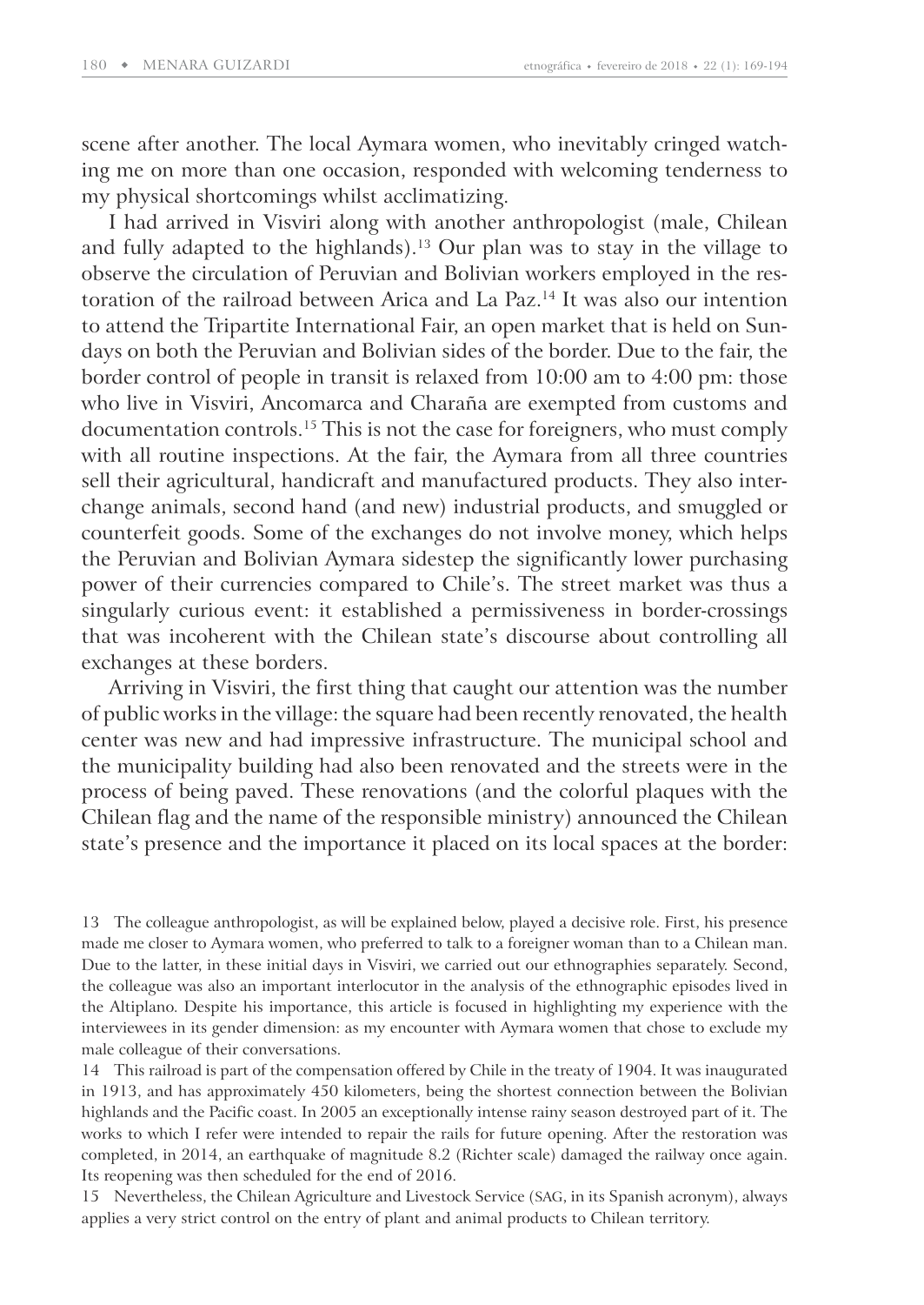scene after another. The local Aymara women, who inevitably cringed watching me on more than one occasion, responded with welcoming tenderness to my physical shortcomings whilst acclimatizing.

I had arrived in Visviri along with another anthropologist (male, Chilean and fully adapted to the highlands).[13] Our plan was to stay in the village to observe the circulation of Peruvian and Bolivian workers employed in the restoration of the railroad between Arica and La Paz.[14] It was also our intention to attend the Tripartite International Fair, an open market that is held on Sundays on both the Peruvian and Bolivian sides of the border. Due to the fair, the border control of people in transit is relaxed from 10:00 am to 4:00 pm: those who live in Visviri, Ancomarca and Charaña are exempted from customs and documentation controls.[15] This is not the case for foreigners, who must comply with all routine inspections. At the fair, the Aymara from all three countries sell their agricultural, handicraft and manufactured products. They also interchange animals, second hand (and new) industrial products, and smuggled or counterfeit goods. Some of the exchanges do not involve money, which helps the Peruvian and Bolivian Aymara sidestep the significantly lower purchasing power of their currencies compared to Chile's. The street market was thus a singularly curious event: it established a permissiveness in border-crossings that was incoherent with the Chilean state's discourse about controlling all exchanges at these borders.

Arriving in Visviri, the first thing that caught our attention was the number of public works in the village: the square had been recently renovated, the health center was new and had impressive infrastructure. The municipal school and the municipality building had also been renovated and the streets were in the process of being paved. These renovations (and the colorful plaques with the Chilean flag and the name of the responsible ministry) announced the Chilean state's presence and the importance it placed on its local spaces at the border:

13 The colleague anthropologist, as will be explained below, played a decisive role. First, his presence made me closer to Aymara women, who preferred to talk to a foreigner woman than to a Chilean man. Due to the latter, in these initial days in Visviri, we carried out our ethnographies separately. Second, the colleague was also an important interlocutor in the analysis of the ethnographic episodes lived in the Altiplano. Despite his importance, this article is focused in highlighting my experience with the interviewees in its gender dimension: as my encounter with Aymara women that chose to exclude my male colleague of their conversations.

14 This railroad is part of the compensation offered by Chile in the treaty of 1904. It was inaugurated in 1913, and has approximately 450 kilometers, being the shortest connection between the Bolivian highlands and the Pacific coast. In 2005 an exceptionally intense rainy season destroyed part of it. The works to which I refer were intended to repair the rails for future opening. After the restoration was completed, in 2014, an earthquake of magnitude 8.2 (Richter scale) damaged the railway once again. Its reopening was then scheduled for the end of 2016.

15 Nevertheless, the Chilean Agriculture and Livestock Service (SAG, in its Spanish acronym), always applies a very strict control on the entry of plant and animal products to Chilean territory.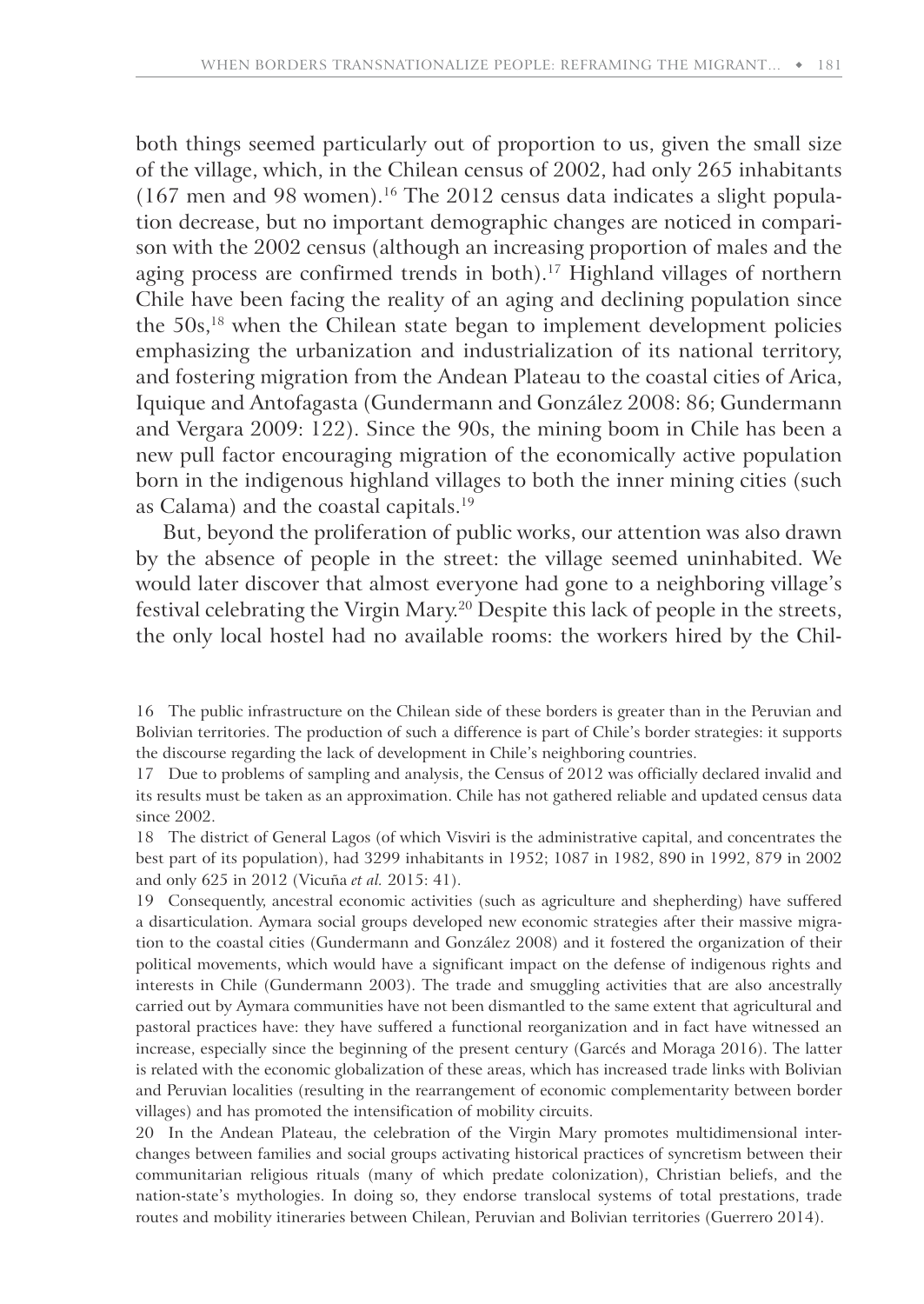both things seemed particularly out of proportion to us, given the small size of the village, which, in the Chilean census of 2002, had only 265 inhabitants (167 men and 98 women).[16] The 2012 census data indicates a slight population decrease, but no important demographic changes are noticed in comparison with the 2002 census (although an increasing proportion of males and the aging process are confirmed trends in both).[17] Highland villages of northern Chile have been facing the reality of an aging and declining population since the 50s,[18] when the Chilean state began to implement development policies emphasizing the urbanization and industrialization of its national territory, and fostering migration from the Andean Plateau to the coastal cities of Arica, Iquique and Antofagasta (Gundermann and González 2008: 86; Gundermann and Vergara 2009: 122). Since the 90s, the mining boom in Chile has been a new pull factor encouraging migration of the economically active population born in the indigenous highland villages to both the inner mining cities (such as Calama) and the coastal capitals.[19]

But, beyond the proliferation of public works, our attention was also drawn by the absence of people in the street: the village seemed uninhabited. We would later discover that almost everyone had gone to a neighboring village's festival celebrating the Virgin Mary.[20] Despite this lack of people in the streets, the only local hostel had no available rooms: the workers hired by the Chil-

16 The public infrastructure on the Chilean side of these borders is greater than in the Peruvian and Bolivian territories. The production of such a difference is part of Chile's border strategies: it supports the discourse regarding the lack of development in Chile's neighboring countries.

17 Due to problems of sampling and analysis, the Census of 2012 was officially declared invalid and its results must be taken as an approximation. Chile has not gathered reliable and updated census data since 2002.

18 The district of General Lagos (of which Visviri is the administrative capital, and concentrates the best part of its population), had 3299 inhabitants in 1952; 1087 in 1982, 890 in 1992, 879 in 2002 and only 625 in 2012 (Vicuña *et al.* 2015: 41).

19 Consequently, ancestral economic activities (such as agriculture and shepherding) have suffered a disarticulation. Aymara social groups developed new economic strategies after their massive migration to the coastal cities (Gundermann and González 2008) and it fostered the organization of their political movements, which would have a significant impact on the defense of indigenous rights and interests in Chile (Gundermann 2003). The trade and smuggling activities that are also ancestrally carried out by Aymara communities have not been dismantled to the same extent that agricultural and pastoral practices have: they have suffered a functional reorganization and in fact have witnessed an increase, especially since the beginning of the present century (Garcés and Moraga 2016). The latter is related with the economic globalization of these areas, which has increased trade links with Bolivian and Peruvian localities (resulting in the rearrangement of economic complementarity between border villages) and has promoted the intensification of mobility circuits.

20 In the Andean Plateau, the celebration of the Virgin Mary promotes multidimensional interchanges between families and social groups activating historical practices of syncretism between their communitarian religious rituals (many of which predate colonization), Christian beliefs, and the nation-state's mythologies. In doing so, they endorse translocal systems of total prestations, trade routes and mobility itineraries between Chilean, Peruvian and Bolivian territories (Guerrero 2014).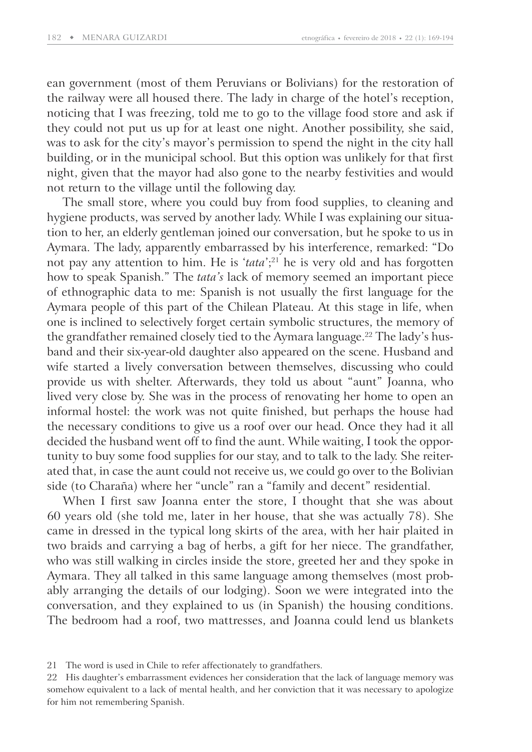ean government (most of them Peruvians or Bolivians) for the restoration of the railway were all housed there. The lady in charge of the hotel's reception, noticing that I was freezing, told me to go to the village food store and ask if they could not put us up for at least one night. Another possibility, she said, was to ask for the city's mayor's permission to spend the night in the city hall building, or in the municipal school. But this option was unlikely for that first night, given that the mayor had also gone to the nearby festivities and would not return to the village until the following day.

The small store, where you could buy from food supplies, to cleaning and hygiene products, was served by another lady. While I was explaining our situation to her, an elderly gentleman joined our conversation, but he spoke to us in Aymara. The lady, apparently embarrassed by his interference, remarked: "Do not pay any attention to him. He is '*tata*';[21] he is very old and has forgotten how to speak Spanish." The *tata's* lack of memory seemed an important piece of ethnographic data to me: Spanish is not usually the first language for the Aymara people of this part of the Chilean Plateau. At this stage in life, when one is inclined to selectively forget certain symbolic structures, the memory of the grandfather remained closely tied to the Aymara language.[22] The lady's husband and their six-year-old daughter also appeared on the scene. Husband and wife started a lively conversation between themselves, discussing who could provide us with shelter. Afterwards, they told us about "aunt" Joanna, who lived very close by. She was in the process of renovating her home to open an informal hostel: the work was not quite finished, but perhaps the house had the necessary conditions to give us a roof over our head. Once they had it all decided the husband went off to find the aunt. While waiting, I took the opportunity to buy some food supplies for our stay, and to talk to the lady. She reiterated that, in case the aunt could not receive us, we could go over to the Bolivian side (to Charaña) where her "uncle" ran a "family and decent" residential.

When I first saw Joanna enter the store, I thought that she was about 60 years old (she told me, later in her house, that she was actually 78). She came in dressed in the typical long skirts of the area, with her hair plaited in two braids and carrying a bag of herbs, a gift for her niece. The grandfather, who was still walking in circles inside the store, greeted her and they spoke in Aymara. They all talked in this same language among themselves (most probably arranging the details of our lodging). Soon we were integrated into the conversation, and they explained to us (in Spanish) the housing conditions. The bedroom had a roof, two mattresses, and Joanna could lend us blankets

21 The word is used in Chile to refer affectionately to grandfathers.

22 His daughter's embarrassment evidences her consideration that the lack of language memory was somehow equivalent to a lack of mental health, and her conviction that it was necessary to apologize for him not remembering Spanish.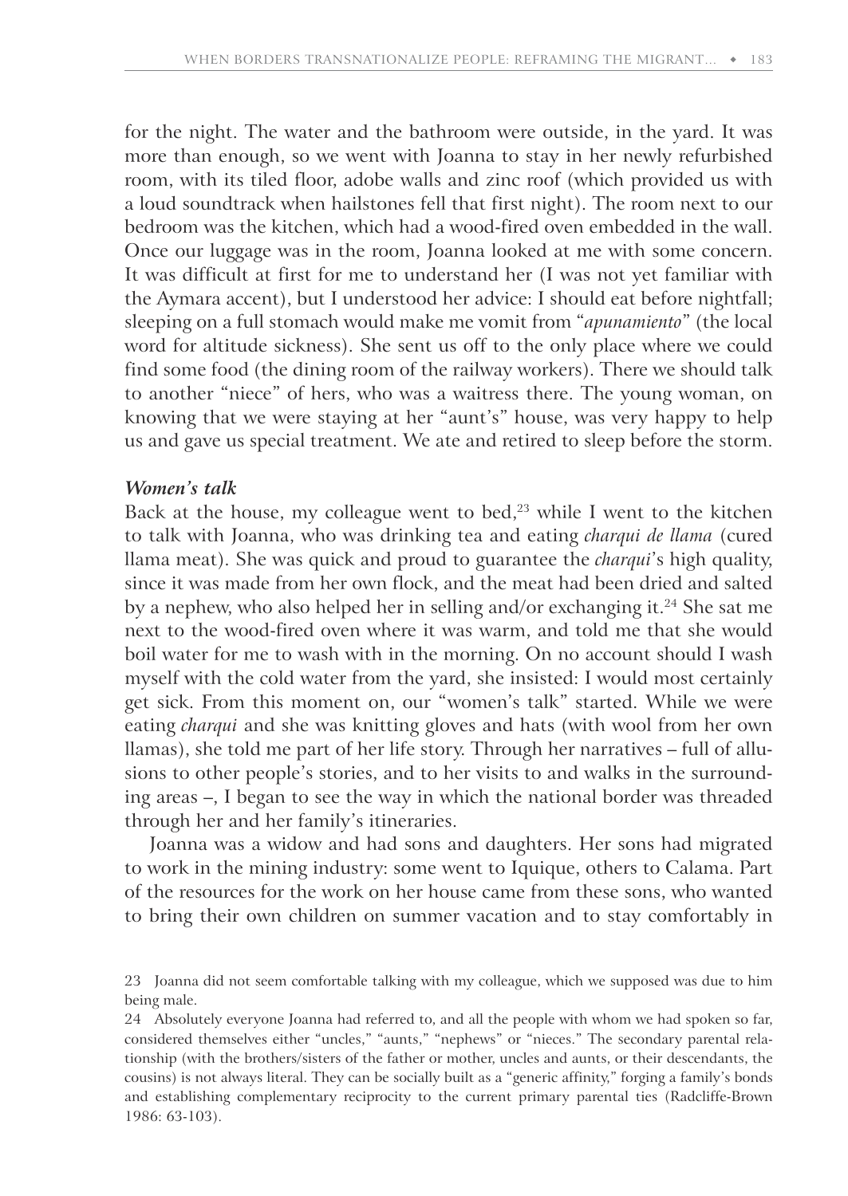for the night. The water and the bathroom were outside, in the yard. It was more than enough, so we went with Joanna to stay in her newly refurbished room, with its tiled floor, adobe walls and zinc roof (which provided us with a loud soundtrack when hailstones fell that first night). The room next to our bedroom was the kitchen, which had a wood-fired oven embedded in the wall. Once our luggage was in the room, Joanna looked at me with some concern. It was difficult at first for me to understand her (I was not yet familiar with the Aymara accent), but I understood her advice: I should eat before nightfall; sleeping on a full stomach would make me vomit from "*apunamiento*" (the local word for altitude sickness). She sent us off to the only place where we could find some food (the dining room of the railway workers). There we should talk to another "niece" of hers, who was a waitress there. The young woman, on knowing that we were staying at her "aunt's" house, was very happy to help us and gave us special treatment. We ate and retired to sleep before the storm.

### *Women's talk*

Back at the house, my colleague went to bed,[23] while I went to the kitchen to talk with Joanna, who was drinking tea and eating *charqui de llama* (cured llama meat). She was quick and proud to guarantee the *charqui*'s high quality, since it was made from her own flock, and the meat had been dried and salted by a nephew, who also helped her in selling and/or exchanging it.[24] She sat me next to the wood-fired oven where it was warm, and told me that she would boil water for me to wash with in the morning. On no account should I wash myself with the cold water from the yard, she insisted: I would most certainly get sick. From this moment on, our "women's talk" started. While we were eating *charqui* and she was knitting gloves and hats (with wool from her own llamas), she told me part of her life story. Through her narratives – full of allusions to other people's stories, and to her visits to and walks in the surrounding areas –, I began to see the way in which the national border was threaded through her and her family's itineraries.

Joanna was a widow and had sons and daughters. Her sons had migrated to work in the mining industry: some went to Iquique, others to Calama. Part of the resources for the work on her house came from these sons, who wanted to bring their own children on summer vacation and to stay comfortably in

23 Joanna did not seem comfortable talking with my colleague, which we supposed was due to him being male.

24 Absolutely everyone Joanna had referred to, and all the people with whom we had spoken so far, considered themselves either "uncles," "aunts," "nephews" or "nieces." The secondary parental relationship (with the brothers/sisters of the father or mother, uncles and aunts, or their descendants, the cousins) is not always literal. They can be socially built as a "generic affinity," forging a family's bonds and establishing complementary reciprocity to the current primary parental ties (Radcliffe-Brown 1986: 63-103).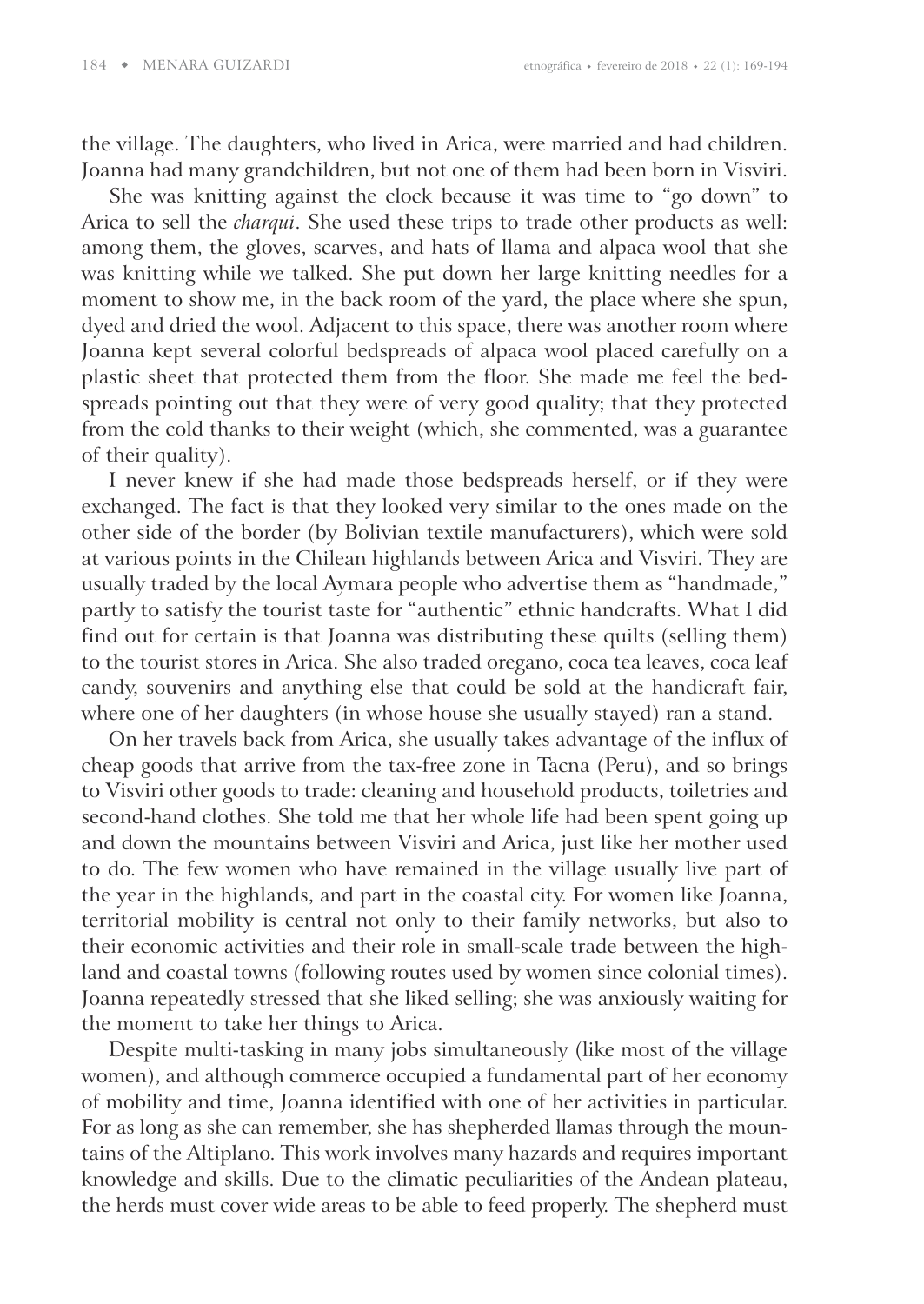the village. The daughters, who lived in Arica, were married and had children. Joanna had many grandchildren, but not one of them had been born in Visviri.

She was knitting against the clock because it was time to "go down" to Arica to sell the *charqui*. She used these trips to trade other products as well: among them, the gloves, scarves, and hats of llama and alpaca wool that she was knitting while we talked. She put down her large knitting needles for a moment to show me, in the back room of the yard, the place where she spun, dyed and dried the wool. Adjacent to this space, there was another room where Joanna kept several colorful bedspreads of alpaca wool placed carefully on a plastic sheet that protected them from the floor. She made me feel the bedspreads pointing out that they were of very good quality; that they protected from the cold thanks to their weight (which, she commented, was a guarantee of their quality).

I never knew if she had made those bedspreads herself, or if they were exchanged. The fact is that they looked very similar to the ones made on the other side of the border (by Bolivian textile manufacturers), which were sold at various points in the Chilean highlands between Arica and Visviri. They are usually traded by the local Aymara people who advertise them as "handmade," partly to satisfy the tourist taste for "authentic" ethnic handcrafts. What I did find out for certain is that Joanna was distributing these quilts (selling them) to the tourist stores in Arica. She also traded oregano, coca tea leaves, coca leaf candy, souvenirs and anything else that could be sold at the handicraft fair, where one of her daughters (in whose house she usually stayed) ran a stand.

On her travels back from Arica, she usually takes advantage of the influx of cheap goods that arrive from the tax-free zone in Tacna (Peru), and so brings to Visviri other goods to trade: cleaning and household products, toiletries and second-hand clothes. She told me that her whole life had been spent going up and down the mountains between Visviri and Arica, just like her mother used to do. The few women who have remained in the village usually live part of the year in the highlands, and part in the coastal city. For women like Joanna, territorial mobility is central not only to their family networks, but also to their economic activities and their role in small-scale trade between the highland and coastal towns (following routes used by women since colonial times). Joanna repeatedly stressed that she liked selling; she was anxiously waiting for the moment to take her things to Arica.

Despite multi-tasking in many jobs simultaneously (like most of the village women), and although commerce occupied a fundamental part of her economy of mobility and time, Joanna identified with one of her activities in particular. For as long as she can remember, she has shepherded llamas through the mountains of the Altiplano. This work involves many hazards and requires important knowledge and skills. Due to the climatic peculiarities of the Andean plateau, the herds must cover wide areas to be able to feed properly. The shepherd must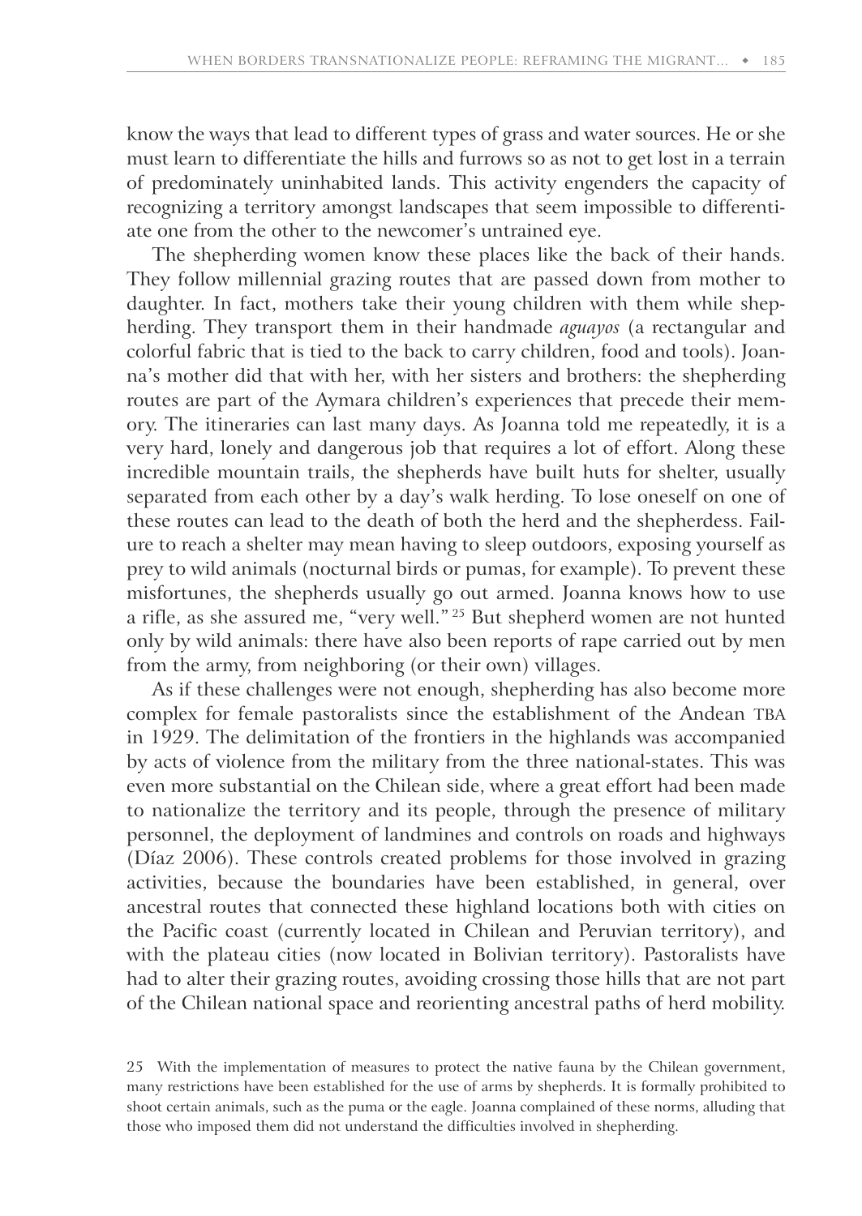know the ways that lead to different types of grass and water sources. He or she must learn to differentiate the hills and furrows so as not to get lost in a terrain of predominately uninhabited lands. This activity engenders the capacity of recognizing a territory amongst landscapes that seem impossible to differentiate one from the other to the newcomer's untrained eye.

The shepherding women know these places like the back of their hands. They follow millennial grazing routes that are passed down from mother to daughter. In fact, mothers take their young children with them while shepherding. They transport them in their handmade *aguayos* (a rectangular and colorful fabric that is tied to the back to carry children, food and tools). Joanna's mother did that with her, with her sisters and brothers: the shepherding routes are part of the Aymara children's experiences that precede their memory. The itineraries can last many days. As Joanna told me repeatedly, it is a very hard, lonely and dangerous job that requires a lot of effort. Along these incredible mountain trails, the shepherds have built huts for shelter, usually separated from each other by a day's walk herding. To lose oneself on one of these routes can lead to the death of both the herd and the shepherdess. Failure to reach a shelter may mean having to sleep outdoors, exposing yourself as prey to wild animals (nocturnal birds or pumas, for example). To prevent these misfortunes, the shepherds usually go out armed. Joanna knows how to use a rifle, as she assured me, "very well."[25] But shepherd women are not hunted only by wild animals: there have also been reports of rape carried out by men from the army, from neighboring (or their own) villages.

As if these challenges were not enough, shepherding has also become more complex for female pastoralists since the establishment of the Andean TBA in 1929. The delimitation of the frontiers in the highlands was accompanied by acts of violence from the military from the three national-states. This was even more substantial on the Chilean side, where a great effort had been made to nationalize the territory and its people, through the presence of military personnel, the deployment of landmines and controls on roads and highways (Díaz 2006). These controls created problems for those involved in grazing activities, because the boundaries have been established, in general, over ancestral routes that connected these highland locations both with cities on the Pacific coast (currently located in Chilean and Peruvian territory), and with the plateau cities (now located in Bolivian territory). Pastoralists have had to alter their grazing routes, avoiding crossing those hills that are not part of the Chilean national space and reorienting ancestral paths of herd mobility.

25 With the implementation of measures to protect the native fauna by the Chilean government, many restrictions have been established for the use of arms by shepherds. It is formally prohibited to shoot certain animals, such as the puma or the eagle. Joanna complained of these norms, alluding that those who imposed them did not understand the difficulties involved in shepherding.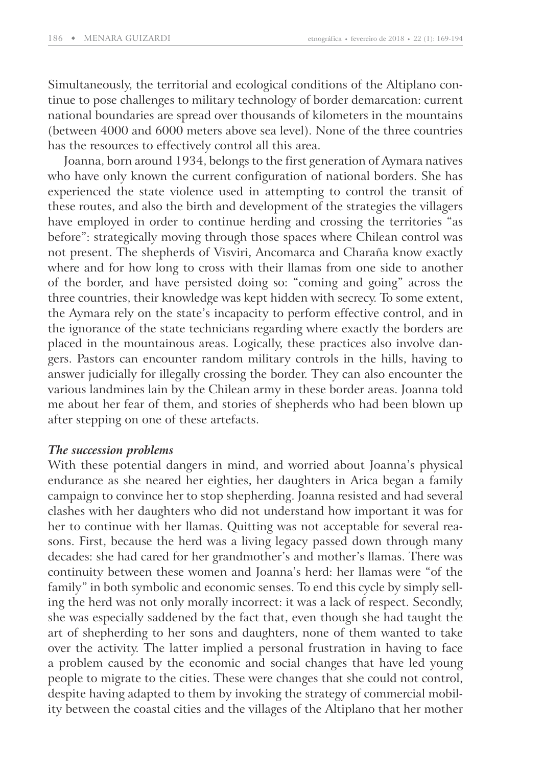Simultaneously, the territorial and ecological conditions of the Altiplano continue to pose challenges to military technology of border demarcation: current national boundaries are spread over thousands of kilometers in the mountains (between 4000 and 6000 meters above sea level). None of the three countries has the resources to effectively control all this area.

Joanna, born around 1934, belongs to the first generation of Aymara natives who have only known the current configuration of national borders. She has experienced the state violence used in attempting to control the transit of these routes, and also the birth and development of the strategies the villagers have employed in order to continue herding and crossing the territories "as before": strategically moving through those spaces where Chilean control was not present. The shepherds of Visviri, Ancomarca and Charaña know exactly where and for how long to cross with their llamas from one side to another of the border, and have persisted doing so: "coming and going" across the three countries, their knowledge was kept hidden with secrecy. To some extent, the Aymara rely on the state's incapacity to perform effective control, and in the ignorance of the state technicians regarding where exactly the borders are placed in the mountainous areas. Logically, these practices also involve dangers. Pastors can encounter random military controls in the hills, having to answer judicially for illegally crossing the border. They can also encounter the various landmines lain by the Chilean army in these border areas. Joanna told me about her fear of them, and stories of shepherds who had been blown up after stepping on one of these artefacts.

***The succession problems***

With these potential dangers in mind, and worried about Joanna's physical endurance as she neared her eighties, her daughters in Arica began a family campaign to convince her to stop shepherding. Joanna resisted and had several clashes with her daughters who did not understand how important it was for her to continue with her llamas. Quitting was not acceptable for several reasons. First, because the herd was a living legacy passed down through many decades: she had cared for her grandmother's and mother's llamas. There was continuity between these women and Joanna's herd: her llamas were "of the family" in both symbolic and economic senses. To end this cycle by simply selling the herd was not only morally incorrect: it was a lack of respect. Secondly, she was especially saddened by the fact that, even though she had taught the art of shepherding to her sons and daughters, none of them wanted to take over the activity. The latter implied a personal frustration in having to face a problem caused by the economic and social changes that have led young people to migrate to the cities. These were changes that she could not control, despite having adapted to them by invoking the strategy of commercial mobility between the coastal cities and the villages of the Altiplano that her mother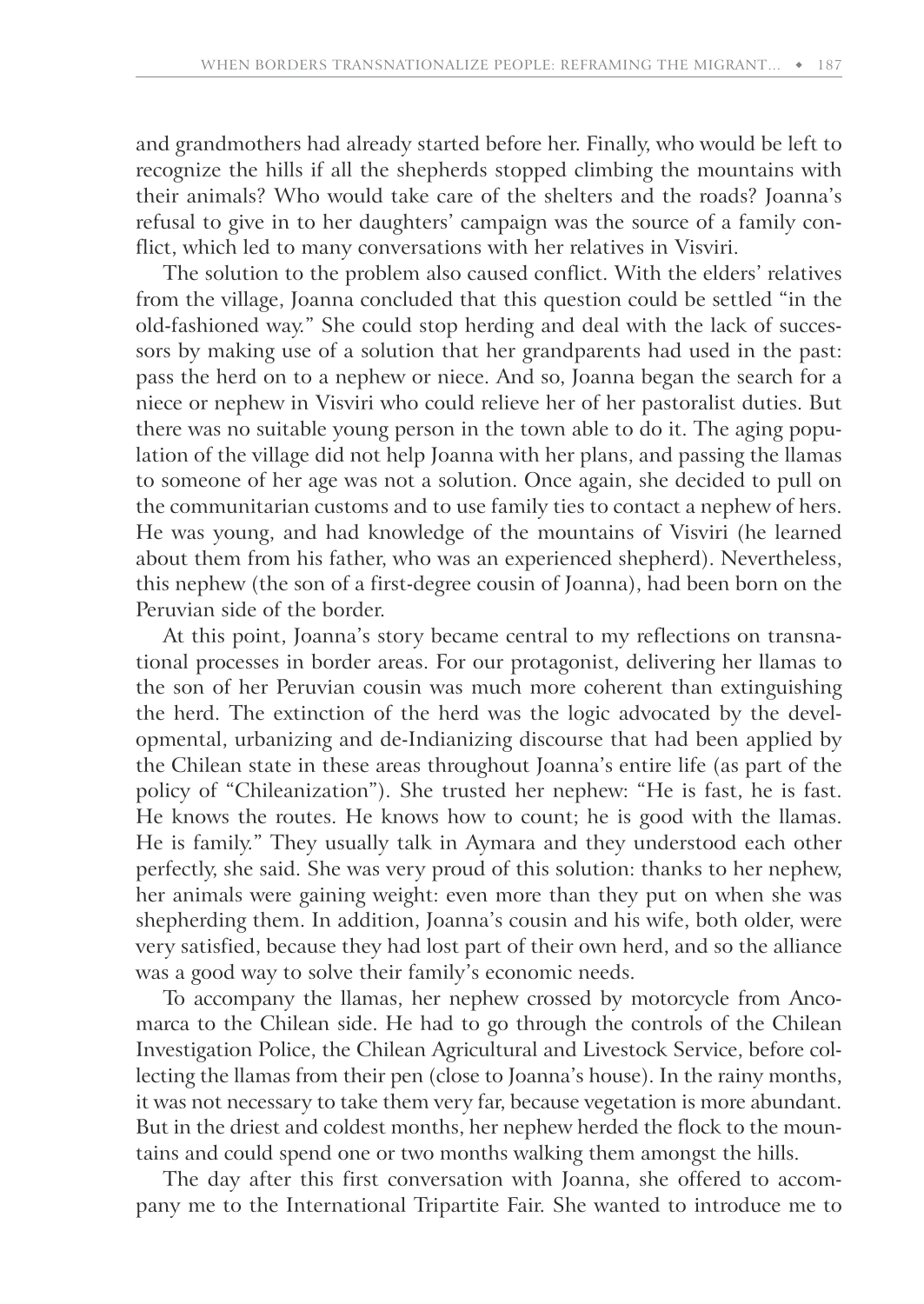and grandmothers had already started before her. Finally, who would be left to recognize the hills if all the shepherds stopped climbing the mountains with their animals? Who would take care of the shelters and the roads? Joanna's refusal to give in to her daughters' campaign was the source of a family conflict, which led to many conversations with her relatives in Visviri.

The solution to the problem also caused conflict. With the elders' relatives from the village, Joanna concluded that this question could be settled "in the old-fashioned way." She could stop herding and deal with the lack of successors by making use of a solution that her grandparents had used in the past: pass the herd on to a nephew or niece. And so, Joanna began the search for a niece or nephew in Visviri who could relieve her of her pastoralist duties. But there was no suitable young person in the town able to do it. The aging population of the village did not help Joanna with her plans, and passing the llamas to someone of her age was not a solution. Once again, she decided to pull on the communitarian customs and to use family ties to contact a nephew of hers. He was young, and had knowledge of the mountains of Visviri (he learned about them from his father, who was an experienced shepherd). Nevertheless, this nephew (the son of a first-degree cousin of Joanna), had been born on the Peruvian side of the border.

At this point, Joanna's story became central to my reflections on transnational processes in border areas. For our protagonist, delivering her llamas to the son of her Peruvian cousin was much more coherent than extinguishing the herd. The extinction of the herd was the logic advocated by the developmental, urbanizing and de-Indianizing discourse that had been applied by the Chilean state in these areas throughout Joanna's entire life (as part of the policy of "Chileanization"). She trusted her nephew: "He is fast, he is fast. He knows the routes. He knows how to count; he is good with the llamas. He is family." They usually talk in Aymara and they understood each other perfectly, she said. She was very proud of this solution: thanks to her nephew, her animals were gaining weight: even more than they put on when she was shepherding them. In addition, Joanna's cousin and his wife, both older, were very satisfied, because they had lost part of their own herd, and so the alliance was a good way to solve their family's economic needs.

To accompany the llamas, her nephew crossed by motorcycle from Ancomarca to the Chilean side. He had to go through the controls of the Chilean Investigation Police, the Chilean Agricultural and Livestock Service, before collecting the llamas from their pen (close to Joanna's house). In the rainy months, it was not necessary to take them very far, because vegetation is more abundant. But in the driest and coldest months, her nephew herded the flock to the mountains and could spend one or two months walking them amongst the hills.

The day after this first conversation with Joanna, she offered to accompany me to the International Tripartite Fair. She wanted to introduce me to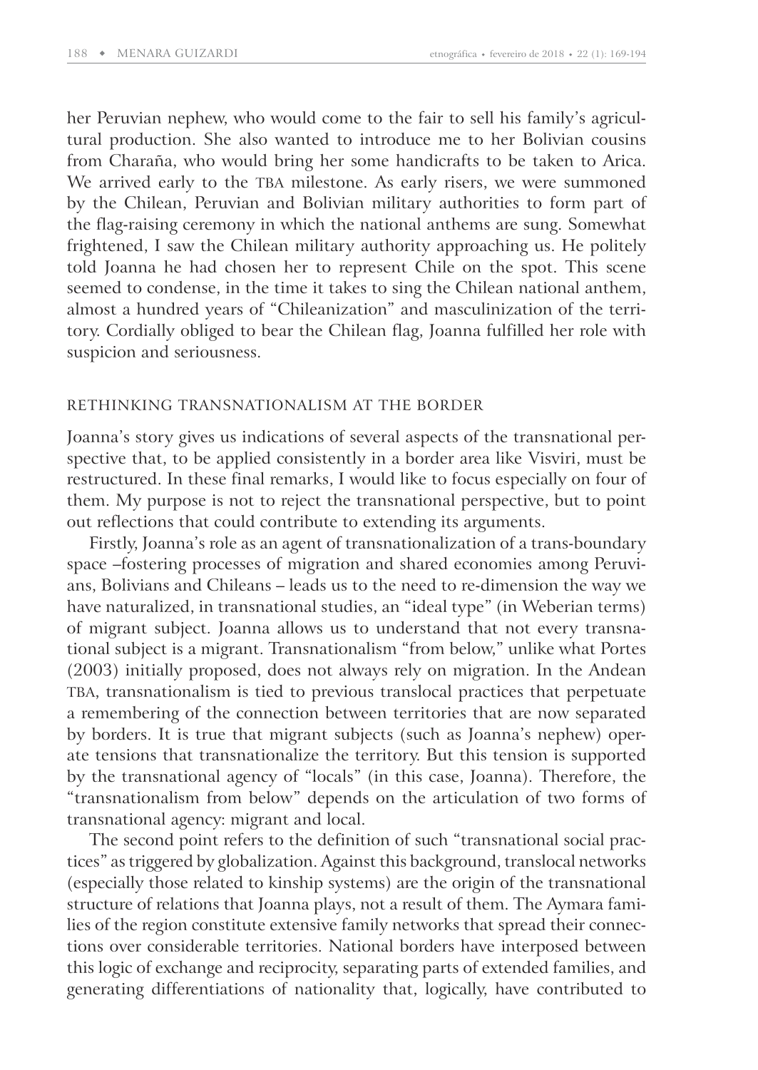her Peruvian nephew, who would come to the fair to sell his family's agricultural production. She also wanted to introduce me to her Bolivian cousins from Charaña, who would bring her some handicrafts to be taken to Arica. We arrived early to the TBA milestone. As early risers, we were summoned by the Chilean, Peruvian and Bolivian military authorities to form part of the flag-raising ceremony in which the national anthems are sung. Somewhat frightened, I saw the Chilean military authority approaching us. He politely told Joanna he had chosen her to represent Chile on the spot. This scene seemed to condense, in the time it takes to sing the Chilean national anthem, almost a hundred years of "Chileanization" and masculinization of the territory. Cordially obliged to bear the Chilean flag, Joanna fulfilled her role with suspicion and seriousness.

## RETHINKING TRANSNATIONALISM AT THE BORDER

Joanna's story gives us indications of several aspects of the transnational perspective that, to be applied consistently in a border area like Visviri, must be restructured. In these final remarks, I would like to focus especially on four of them. My purpose is not to reject the transnational perspective, but to point out reflections that could contribute to extending its arguments.

Firstly, Joanna's role as an agent of transnationalization of a trans-boundary space –fostering processes of migration and shared economies among Peruvians, Bolivians and Chileans – leads us to the need to re-dimension the way we have naturalized, in transnational studies, an "ideal type" (in Weberian terms) of migrant subject. Joanna allows us to understand that not every transnational subject is a migrant. Transnationalism "from below," unlike what Portes (2003) initially proposed, does not always rely on migration. In the Andean TBA, transnationalism is tied to previous translocal practices that perpetuate a remembering of the connection between territories that are now separated by borders. It is true that migrant subjects (such as Joanna's nephew) operate tensions that transnationalize the territory. But this tension is supported by the transnational agency of "locals" (in this case, Joanna). Therefore, the "transnationalism from below" depends on the articulation of two forms of transnational agency: migrant and local.

The second point refers to the definition of such "transnational social practices" as triggered by globalization. Against this background, translocal networks (especially those related to kinship systems) are the origin of the transnational structure of relations that Joanna plays, not a result of them. The Aymara families of the region constitute extensive family networks that spread their connections over considerable territories. National borders have interposed between this logic of exchange and reciprocity, separating parts of extended families, and generating differentiations of nationality that, logically, have contributed to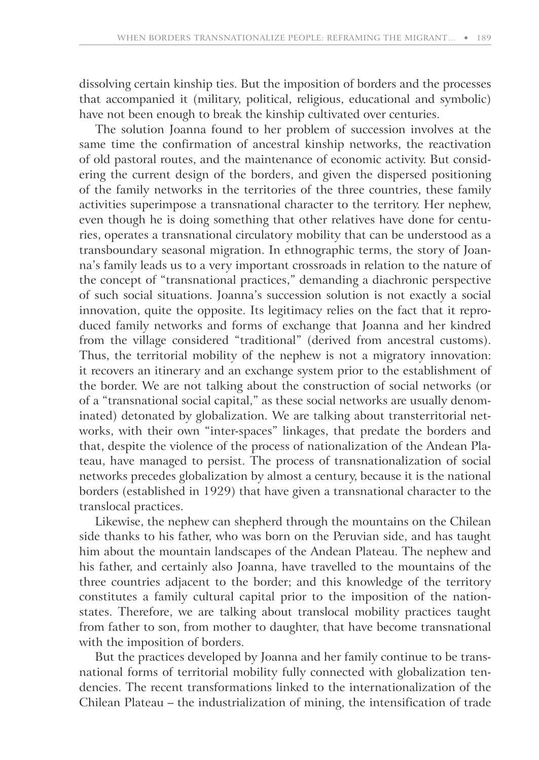dissolving certain kinship ties. But the imposition of borders and the processes that accompanied it (military, political, religious, educational and symbolic) have not been enough to break the kinship cultivated over centuries.

The solution Joanna found to her problem of succession involves at the same time the confirmation of ancestral kinship networks, the reactivation of old pastoral routes, and the maintenance of economic activity. But considering the current design of the borders, and given the dispersed positioning of the family networks in the territories of the three countries, these family activities superimpose a transnational character to the territory. Her nephew, even though he is doing something that other relatives have done for centuries, operates a transnational circulatory mobility that can be understood as a transboundary seasonal migration. In ethnographic terms, the story of Joanna's family leads us to a very important crossroads in relation to the nature of the concept of "transnational practices," demanding a diachronic perspective of such social situations. Joanna's succession solution is not exactly a social innovation, quite the opposite. Its legitimacy relies on the fact that it reproduced family networks and forms of exchange that Joanna and her kindred from the village considered "traditional" (derived from ancestral customs). Thus, the territorial mobility of the nephew is not a migratory innovation: it recovers an itinerary and an exchange system prior to the establishment of the border. We are not talking about the construction of social networks (or of a "transnational social capital," as these social networks are usually denominated) detonated by globalization. We are talking about transterritorial networks, with their own "inter-spaces" linkages, that predate the borders and that, despite the violence of the process of nationalization of the Andean Plateau, have managed to persist. The process of transnationalization of social networks precedes globalization by almost a century, because it is the national borders (established in 1929) that have given a transnational character to the translocal practices.

Likewise, the nephew can shepherd through the mountains on the Chilean side thanks to his father, who was born on the Peruvian side, and has taught him about the mountain landscapes of the Andean Plateau. The nephew and his father, and certainly also Joanna, have travelled to the mountains of the three countries adjacent to the border; and this knowledge of the territory constitutes a family cultural capital prior to the imposition of the nation-states. Therefore, we are talking about translocal mobility practices taught from father to son, from mother to daughter, that have become transnational with the imposition of borders.

But the practices developed by Joanna and her family continue to be transnational forms of territorial mobility fully connected with globalization tendencies. The recent transformations linked to the internationalization of the Chilean Plateau – the industrialization of mining, the intensification of trade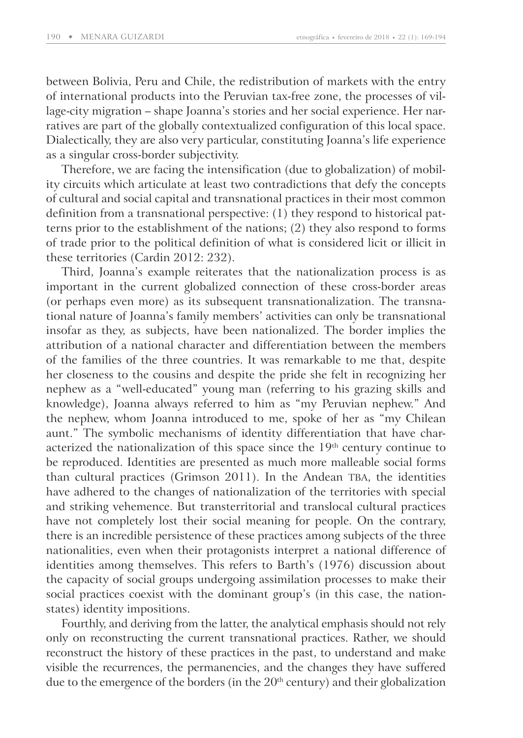between Bolivia, Peru and Chile, the redistribution of markets with the entry of international products into the Peruvian tax-free zone, the processes of village-city migration – shape Joanna's stories and her social experience. Her narratives are part of the globally contextualized configuration of this local space. Dialectically, they are also very particular, constituting Joanna's life experience as a singular cross-border subjectivity.

Therefore, we are facing the intensification (due to globalization) of mobility circuits which articulate at least two contradictions that defy the concepts of cultural and social capital and transnational practices in their most common definition from a transnational perspective: (1) they respond to historical patterns prior to the establishment of the nations; (2) they also respond to forms of trade prior to the political definition of what is considered licit or illicit in these territories (Cardin 2012: 232).

Third, Joanna's example reiterates that the nationalization process is as important in the current globalized connection of these cross-border areas (or perhaps even more) as its subsequent transnationalization. The transnational nature of Joanna's family members' activities can only be transnational insofar as they, as subjects, have been nationalized. The border implies the attribution of a national character and differentiation between the members of the families of the three countries. It was remarkable to me that, despite her closeness to the cousins and despite the pride she felt in recognizing her nephew as a "well-educated" young man (referring to his grazing skills and knowledge), Joanna always referred to him as "my Peruvian nephew." And the nephew, whom Joanna introduced to me, spoke of her as "my Chilean aunt." The symbolic mechanisms of identity differentiation that have characterized the nationalization of this space since the 19th century continue to be reproduced. Identities are presented as much more malleable social forms than cultural practices (Grimson 2011). In the Andean TBA, the identities have adhered to the changes of nationalization of the territories with special and striking vehemence. But transterritorial and translocal cultural practices have not completely lost their social meaning for people. On the contrary, there is an incredible persistence of these practices among subjects of the three nationalities, even when their protagonists interpret a national difference of identities among themselves. This refers to Barth's (1976) discussion about the capacity of social groups undergoing assimilation processes to make their social practices coexist with the dominant group's (in this case, the nation-states) identity impositions.

Fourthly, and deriving from the latter, the analytical emphasis should not rely only on reconstructing the current transnational practices. Rather, we should reconstruct the history of these practices in the past, to understand and make visible the recurrences, the permanencies, and the changes they have suffered due to the emergence of the borders (in the 20th century) and their globalization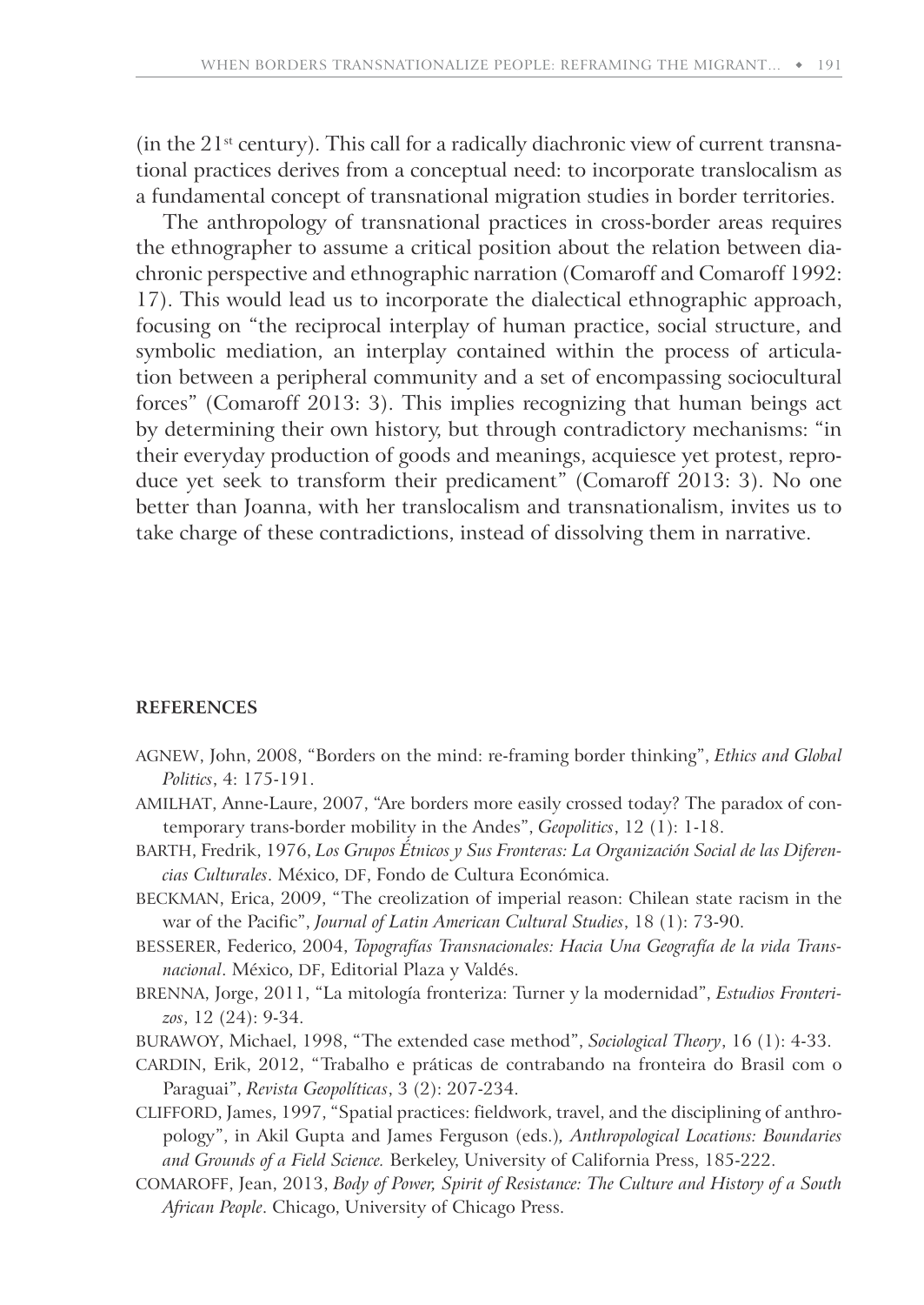(in the 21st century). This call for a radically diachronic view of current transnational practices derives from a conceptual need: to incorporate translocalism as a fundamental concept of transnational migration studies in border territories.

The anthropology of transnational practices in cross-border areas requires the ethnographer to assume a critical position about the relation between diachronic perspective and ethnographic narration (Comaroff and Comaroff 1992: 17). This would lead us to incorporate the dialectical ethnographic approach, focusing on "the reciprocal interplay of human practice, social structure, and symbolic mediation, an interplay contained within the process of articulation between a peripheral community and a set of encompassing sociocultural forces" (Comaroff 2013: 3). This implies recognizing that human beings act by determining their own history, but through contradictory mechanisms: "in their everyday production of goods and meanings, acquiesce yet protest, reproduce yet seek to transform their predicament" (Comaroff 2013: 3). No one better than Joanna, with her translocalism and transnationalism, invites us to take charge of these contradictions, instead of dissolving them in narrative.

## REFERENCES

AGNEW, John, 2008, "Borders on the mind: re-framing border thinking", *Ethics and Global Politics*, 4: 175-191.

AMILHAT, Anne-Laure, 2007, "Are borders more easily crossed today? The paradox of contemporary trans-border mobility in the Andes", *Geopolitics*, 12 (1): 1-18.

BARTH, Fredrik, 1976, *Los Grupos Étnicos y Sus Fronteras: La Organización Social de las Diferencias Culturales*. México, DF, Fondo de Cultura Económica.

BECKMAN, Erica, 2009, "The creolization of imperial reason: Chilean state racism in the war of the Pacific", *Journal of Latin American Cultural Studies*, 18 (1): 73-90.

BESSERER, Federico, 2004, *Topografías Transnacionales: Hacia Una Geografía de la vida Transnacional*. México, DF, Editorial Plaza y Valdés.

BRENNA, Jorge, 2011, "La mitología fronteriza: Turner y la modernidad", *Estudios Fronterizos*, 12 (24): 9-34.

BURAWOY, Michael, 1998, "The extended case method", *Sociological Theory*, 16 (1): 4-33.

CARDIN, Erik, 2012, "Trabalho e práticas de contrabando na fronteira do Brasil com o Paraguai", *Revista Geopolíticas*, 3 (2): 207-234.

CLIFFORD, James, 1997, "Spatial practices: fieldwork, travel, and the disciplining of anthropology", in Akil Gupta and James Ferguson (eds.), *Anthropological Locations: Boundaries and Grounds of a Field Science.* Berkeley, University of California Press, 185-222.

COMAROFF, Jean, 2013, *Body of Power, Spirit of Resistance: The Culture and History of a South African People*. Chicago, University of Chicago Press.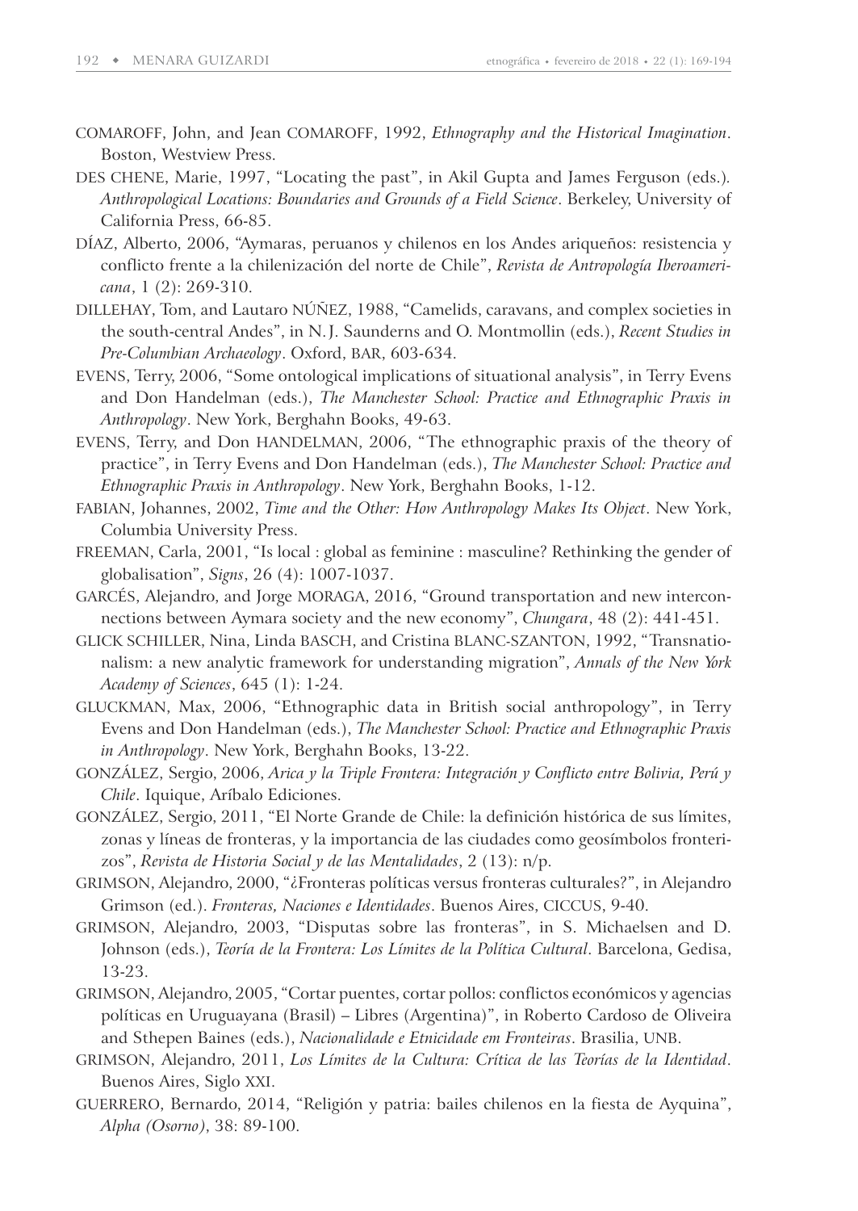COMAROFF, John, and Jean COMAROFF, 1992, *Ethnography and the Historical Imagination*. Boston, Westview Press.

DES CHENE, Marie, 1997, "Locating the past", in Akil Gupta and James Ferguson (eds.). *Anthropological Locations: Boundaries and Grounds of a Field Science*. Berkeley, University of California Press, 66-85.

DÍAZ, Alberto, 2006, "Aymaras, peruanos y chilenos en los Andes ariqueños: resistencia y conflicto frente a la chilenización del norte de Chile", *Revista de Antropología Iberoamericana*, 1 (2): 269-310.

DILLEHAY, Tom, and Lautaro NÚÑEZ, 1988, "Camelids, caravans, and complex societies in the south-central Andes", in N. J. Saunderns and O. Montmollin (eds.), *Recent Studies in Pre-Columbian Archaeology*. Oxford, BAR, 603-634.

EVENS, Terry, 2006, "Some ontological implications of situational analysis", in Terry Evens and Don Handelman (eds.), *The Manchester School: Practice and Ethnographic Praxis in Anthropology*. New York, Berghahn Books, 49-63.

EVENS, Terry, and Don HANDELMAN, 2006, "The ethnographic praxis of the theory of practice", in Terry Evens and Don Handelman (eds.), *The Manchester School: Practice and Ethnographic Praxis in Anthropology*. New York, Berghahn Books, 1-12.

FABIAN, Johannes, 2002, *Time and the Other: How Anthropology Makes Its Object*. New York, Columbia University Press.

FREEMAN, Carla, 2001, "Is local : global as feminine : masculine? Rethinking the gender of globalisation", *Signs*, 26 (4): 1007-1037.

GARCÉS, Alejandro, and Jorge MORAGA, 2016, "Ground transportation and new interconnections between Aymara society and the new economy", *Chungara*, 48 (2): 441-451.

GLICK SCHILLER, Nina, Linda BASCH, and Cristina BLANC-SZANTON, 1992, "Transnationalism: a new analytic framework for understanding migration", *Annals of the New York Academy of Sciences*, 645 (1): 1-24.

GLUCKMAN, Max, 2006, "Ethnographic data in British social anthropology", in Terry Evens and Don Handelman (eds.), *The Manchester School: Practice and Ethnographic Praxis in Anthropology*. New York, Berghahn Books, 13-22.

GONZÁLEZ, Sergio, 2006, *Arica y la Triple Frontera: Integración y Conflicto entre Bolivia, Perú y Chile*. Iquique, Aríbalo Ediciones.

GONZÁLEZ, Sergio, 2011, "El Norte Grande de Chile: la definición histórica de sus límites, zonas y líneas de fronteras, y la importancia de las ciudades como geosímbolos fronterizos", *Revista de Historia Social y de las Mentalidades*, 2 (13): n/p.

GRIMSON, Alejandro, 2000, "¿Fronteras políticas versus fronteras culturales?", in Alejandro Grimson (ed.). *Fronteras, Naciones e Identidades*. Buenos Aires, CICCUS, 9-40.

GRIMSON, Alejandro, 2003, "Disputas sobre las fronteras", in S. Michaelsen and D. Johnson (eds.), *Teoría de la Frontera: Los Límites de la Política Cultural*. Barcelona, Gedisa, 13-23.

GRIMSON, Alejandro, 2005, "Cortar puentes, cortar pollos: conflictos económicos y agencias políticas en Uruguayana (Brasil) – Libres (Argentina)", in Roberto Cardoso de Oliveira and Sthepen Baines (eds.), *Nacionalidade e Etnicidade em Fronteiras*. Brasilia, UNB.

GRIMSON, Alejandro, 2011, *Los Límites de la Cultura: Crítica de las Teorías de la Identidad*. Buenos Aires, Siglo XXI.

GUERRERO, Bernardo, 2014, "Religión y patria: bailes chilenos en la fiesta de Ayquina", *Alpha (Osorno)*, 38: 89-100.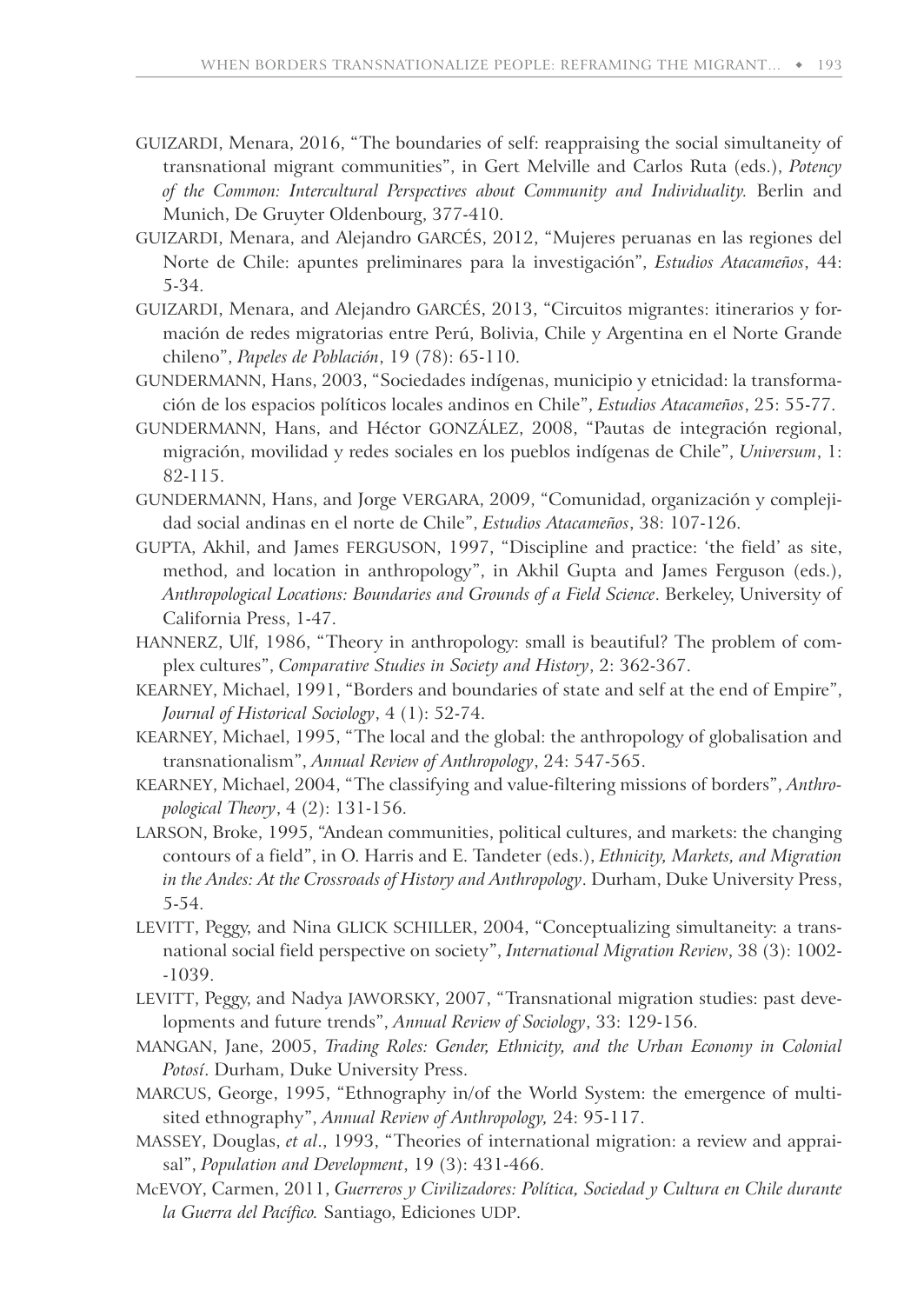GUIZARDI, Menara, 2016, "The boundaries of self: reappraising the social simultaneity of transnational migrant communities", in Gert Melville and Carlos Ruta (eds.), *Potency of the Common: Intercultural Perspectives about Community and Individuality.* Berlin and Munich, De Gruyter Oldenbourg, 377-410.

GUIZARDI, Menara, and Alejandro GARCÉS, 2012, "Mujeres peruanas en las regiones del Norte de Chile: apuntes preliminares para la investigación", *Estudios Atacameños*, 44: 5-34.

GUIZARDI, Menara, and Alejandro GARCÉS, 2013, "Circuitos migrantes: itinerarios y formación de redes migratorias entre Perú, Bolivia, Chile y Argentina en el Norte Grande chileno", *Papeles de Población*, 19 (78): 65-110.

GUNDERMANN, Hans, 2003, "Sociedades indígenas, municipio y etnicidad: la transformación de los espacios políticos locales andinos en Chile", *Estudios Atacameños*, 25: 55-77.

GUNDERMANN, Hans, and Héctor GONZÁLEZ, 2008, "Pautas de integración regional, migración, movilidad y redes sociales en los pueblos indígenas de Chile", *Universum*, 1: 82-115.

GUNDERMANN, Hans, and Jorge VERGARA, 2009, "Comunidad, organización y complejidad social andinas en el norte de Chile", *Estudios Atacameños*, 38: 107-126.

GUPTA, Akhil, and James FERGUSON, 1997, "Discipline and practice: 'the field' as site, method, and location in anthropology", in Akhil Gupta and James Ferguson (eds.), *Anthropological Locations: Boundaries and Grounds of a Field Science*. Berkeley, University of California Press, 1-47.

HANNERZ, Ulf, 1986, "Theory in anthropology: small is beautiful? The problem of complex cultures", *Comparative Studies in Society and History*, 2: 362-367.

KEARNEY, Michael, 1991, "Borders and boundaries of state and self at the end of Empire", *Journal of Historical Sociology*, 4 (1): 52-74.

KEARNEY, Michael, 1995, "The local and the global: the anthropology of globalisation and transnationalism", *Annual Review of Anthropology*, 24: 547-565.

KEARNEY, Michael, 2004, "The classifying and value-filtering missions of borders", *Anthropological Theory*, 4 (2): 131-156.

LARSON, Broke, 1995, "Andean communities, political cultures, and markets: the changing contours of a field", in O. Harris and E. Tandeter (eds.), *Ethnicity, Markets, and Migration in the Andes: At the Crossroads of History and Anthropology*. Durham, Duke University Press, 5-54.

LEVITT, Peggy, and Nina GLICK SCHILLER, 2004, "Conceptualizing simultaneity: a transnational social field perspective on society", *International Migration Review*, 38 (3): 1002--1039.

LEVITT, Peggy, and Nadya JAWORSKY, 2007, "Transnational migration studies: past developments and future trends", *Annual Review of Sociology*, 33: 129-156.

MANGAN, Jane, 2005, *Trading Roles: Gender, Ethnicity, and the Urban Economy in Colonial Potosí*. Durham, Duke University Press.

MARCUS, George, 1995, "Ethnography in/of the World System: the emergence of multi-sited ethnography", *Annual Review of Anthropology,* 24: 95-117.

MASSEY, Douglas, *et al*., 1993, "Theories of international migration: a review and appraisal", *Population and Development*, 19 (3): 431-466.

McEVOY, Carmen, 2011, *Guerreros y Civilizadores: Política, Sociedad y Cultura en Chile durante la Guerra del Pacífico.* Santiago, Ediciones UDP.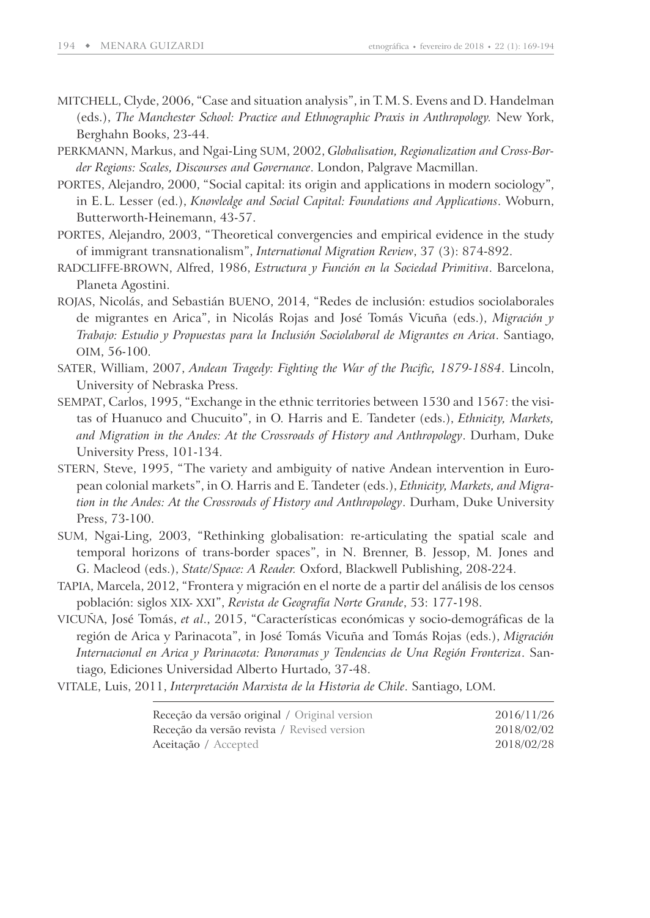MITCHELL, Clyde, 2006, "Case and situation analysis", in T. M. S. Evens and D. Handelman (eds.), *The Manchester School: Practice and Ethnographic Praxis in Anthropology.* New York, Berghahn Books, 23-44.

PERKMANN, Markus, and Ngai-Ling SUM, 2002, *Globalisation, Regionalization and Cross-Border Regions: Scales, Discourses and Governance*. London, Palgrave Macmillan.

PORTES, Alejandro, 2000, "Social capital: its origin and applications in modern sociology", in E. L. Lesser (ed.), *Knowledge and Social Capital: Foundations and Applications*. Woburn, Butterworth-Heinemann, 43-57.

PORTES, Alejandro, 2003, "Theoretical convergencies and empirical evidence in the study of immigrant transnationalism", *International Migration Review*, 37 (3): 874-892.

RADCLIFFE-BROWN, Alfred, 1986, *Estructura y Función en la Sociedad Primitiva*. Barcelona, Planeta Agostini.

ROJAS, Nicolás, and Sebastián BUENO, 2014, "Redes de inclusión: estudios sociolaborales de migrantes en Arica", in Nicolás Rojas and José Tomás Vicuña (eds.), *Migración y Trabajo: Estudio y Propuestas para la Inclusión Sociolaboral de Migrantes en Arica*. Santiago, OIM, 56-100.

SATER, William, 2007, *Andean Tragedy: Fighting the War of the Pacific, 1879-1884*. Lincoln, University of Nebraska Press.

SEMPAT, Carlos, 1995, "Exchange in the ethnic territories between 1530 and 1567: the visitas of Huanuco and Chucuito", in O. Harris and E. Tandeter (eds.), *Ethnicity, Markets, and Migration in the Andes: At the Crossroads of History and Anthropology*. Durham, Duke University Press, 101-134.

STERN, Steve, 1995, "The variety and ambiguity of native Andean intervention in European colonial markets", in O. Harris and E. Tandeter (eds.), *Ethnicity, Markets, and Migration in the Andes: At the Crossroads of History and Anthropology*. Durham, Duke University Press, 73-100.

SUM, Ngai-Ling, 2003, "Rethinking globalisation: re-articulating the spatial scale and temporal horizons of trans-border spaces", in N. Brenner, B. Jessop, M. Jones and G. Macleod (eds.), *State/Space: A Reader.* Oxford, Blackwell Publishing, 208-224.

TAPIA, Marcela, 2012, "Frontera y migración en el norte de a partir del análisis de los censos población: siglos XIX- XXI", *Revista de Geografía Norte Grande*, 53: 177-198.

VICUÑA, José Tomás, *et al*., 2015, "Características económicas y socio-demográficas de la región de Arica y Parinacota", in José Tomás Vicuña and Tomás Rojas (eds.), *Migración Internacional en Arica y Parinacota: Panoramas y Tendencias de Una Región Fronteriza*. Santiago, Ediciones Universidad Alberto Hurtado, 37-48.

VITALE, Luis, 2011, *Interpretación Marxista de la Historia de Chile*. Santiago, LOM.

| | |
|---|---|
| Receção da versão original / Original version | 2016/11/26 |
| Receção da versão revista / Revised version | 2018/02/02 |
| Aceitação / Accepted | 2018/02/28 |